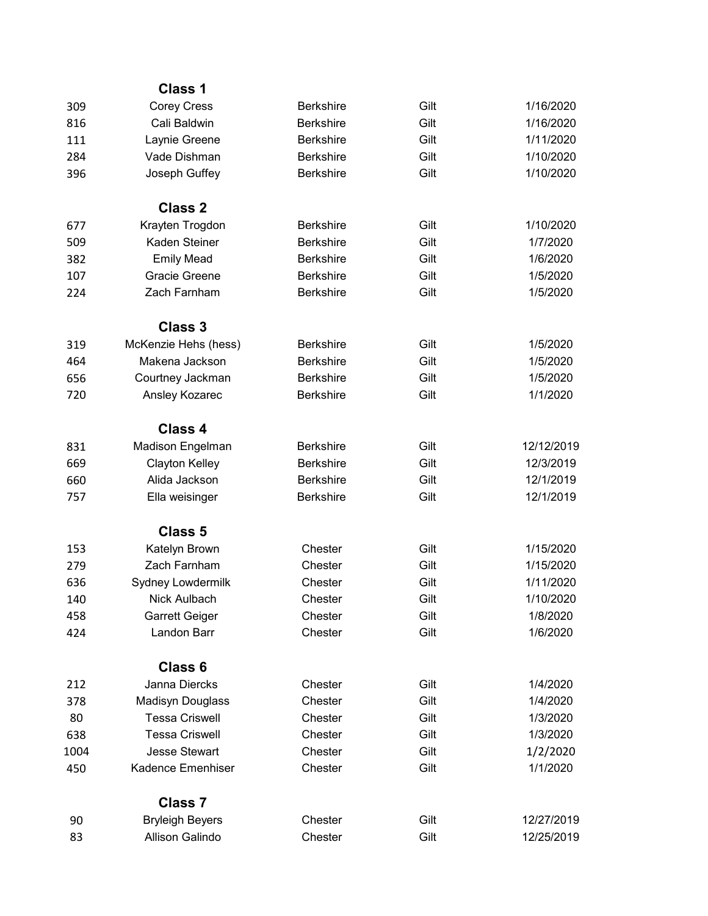### Class 1

| | | | | |
|---|---|---|---|---|
| 309 | Corey Cress | Berkshire | Gilt | 1/16/2020 |
| 816 | Cali Baldwin | Berkshire | Gilt | 1/16/2020 |
| 111 | Laynie Greene | Berkshire | Gilt | 1/11/2020 |
| 284 | Vade Dishman | Berkshire | Gilt | 1/10/2020 |
| 396 | Joseph Guffey | Berkshire | Gilt | 1/10/2020 |

### Class 2

| | | | | |
|---|---|---|---|---|
| 677 | Krayten Trogdon | Berkshire | Gilt | 1/10/2020 |
| 509 | Kaden Steiner | Berkshire | Gilt | 1/7/2020 |
| 382 | Emily Mead | Berkshire | Gilt | 1/6/2020 |
| 107 | Gracie Greene | Berkshire | Gilt | 1/5/2020 |
| 224 | Zach Farnham | Berkshire | Gilt | 1/5/2020 |

### Class 3

| | | | | |
|---|---|---|---|---|
| 319 | McKenzie Hehs (hess) | Berkshire | Gilt | 1/5/2020 |
| 464 | Makena Jackson | Berkshire | Gilt | 1/5/2020 |
| 656 | Courtney Jackman | Berkshire | Gilt | 1/5/2020 |
| 720 | Ansley Kozarec | Berkshire | Gilt | 1/1/2020 |

### Class 4

| | | | | |
|---|---|---|---|---|
| 831 | Madison Engelman | Berkshire | Gilt | 12/12/2019 |
| 669 | Clayton Kelley | Berkshire | Gilt | 12/3/2019 |
| 660 | Alida Jackson | Berkshire | Gilt | 12/1/2019 |
| 757 | Ella weisinger | Berkshire | Gilt | 12/1/2019 |

### Class 5

| | | | | |
|---|---|---|---|---|
| 153 | Katelyn Brown | Chester | Gilt | 1/15/2020 |
| 279 | Zach Farnham | Chester | Gilt | 1/15/2020 |
| 636 | Sydney Lowdermilk | Chester | Gilt | 1/11/2020 |
| 140 | Nick Aulbach | Chester | Gilt | 1/10/2020 |
| 458 | Garrett Geiger | Chester | Gilt | 1/8/2020 |
| 424 | Landon Barr | Chester | Gilt | 1/6/2020 |

### Class 6

| | | | | |
|---|---|---|---|---|
| 212 | Janna Diercks | Chester | Gilt | 1/4/2020 |
| 378 | Madisyn Douglass | Chester | Gilt | 1/4/2020 |
| 80 | Tessa Criswell | Chester | Gilt | 1/3/2020 |
| 638 | Tessa Criswell | Chester | Gilt | 1/3/2020 |
| 1004 | Jesse Stewart | Chester | Gilt | 1/2/2020 |
| 450 | Kadence Emenhiser | Chester | Gilt | 1/1/2020 |

### Class 7

| | | | | |
|---|---|---|---|---|
| 90 | Bryleigh Beyers | Chester | Gilt | 12/27/2019 |
| 83 | Allison Galindo | Chester | Gilt | 12/25/2019 |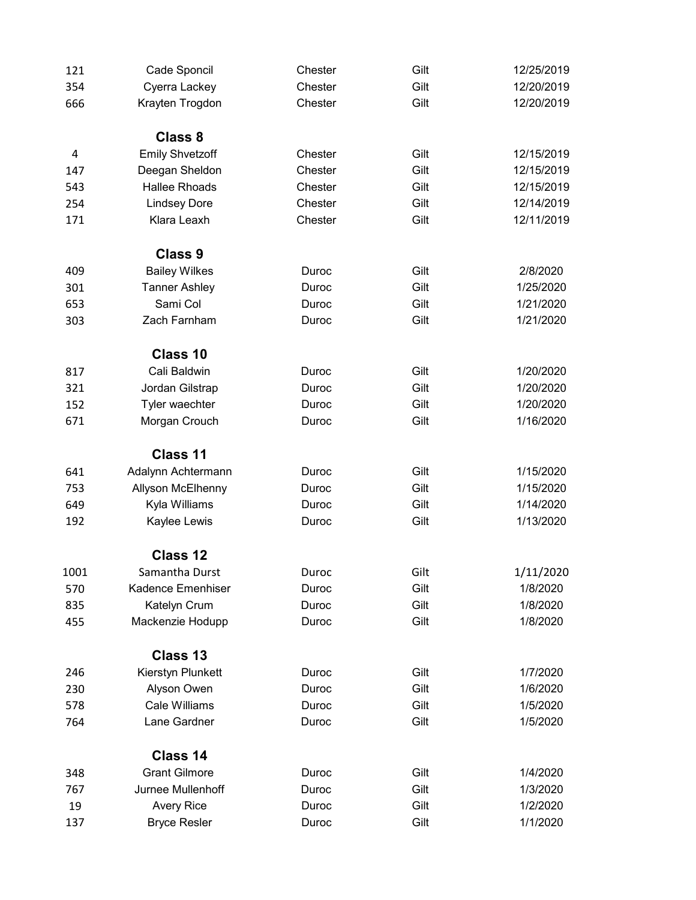| | | | | |
|---|---|---|---|---|
| 121 | Cade Sponcil | Chester | Gilt | 12/25/2019 |
| 354 | Cyerra Lackey | Chester | Gilt | 12/20/2019 |
| 666 | Krayten Trogdon | Chester | Gilt | 12/20/2019 |

**Class 8**

| | | | | |
|---|---|---|---|---|
| 4 | Emily Shvetzoff | Chester | Gilt | 12/15/2019 |
| 147 | Deegan Sheldon | Chester | Gilt | 12/15/2019 |
| 543 | Hallee Rhoads | Chester | Gilt | 12/15/2019 |
| 254 | Lindsey Dore | Chester | Gilt | 12/14/2019 |
| 171 | Klara Leaxh | Chester | Gilt | 12/11/2019 |

**Class 9**

| | | | | |
|---|---|---|---|---|
| 409 | Bailey Wilkes | Duroc | Gilt | 2/8/2020 |
| 301 | Tanner Ashley | Duroc | Gilt | 1/25/2020 |
| 653 | Sami Col | Duroc | Gilt | 1/21/2020 |
| 303 | Zach Farnham | Duroc | Gilt | 1/21/2020 |

**Class 10**

| | | | | |
|---|---|---|---|---|
| 817 | Cali Baldwin | Duroc | Gilt | 1/20/2020 |
| 321 | Jordan Gilstrap | Duroc | Gilt | 1/20/2020 |
| 152 | Tyler waechter | Duroc | Gilt | 1/20/2020 |
| 671 | Morgan Crouch | Duroc | Gilt | 1/16/2020 |

**Class 11**

| | | | | |
|---|---|---|---|---|
| 641 | Adalynn Achtermann | Duroc | Gilt | 1/15/2020 |
| 753 | Allyson McElhenny | Duroc | Gilt | 1/15/2020 |
| 649 | Kyla Williams | Duroc | Gilt | 1/14/2020 |
| 192 | Kaylee Lewis | Duroc | Gilt | 1/13/2020 |

**Class 12**

| | | | | |
|---|---|---|---|---|
| 1001 | Samantha Durst | Duroc | Gilt | 1/11/2020 |
| 570 | Kadence Emenhiser | Duroc | Gilt | 1/8/2020 |
| 835 | Katelyn Crum | Duroc | Gilt | 1/8/2020 |
| 455 | Mackenzie Hodupp | Duroc | Gilt | 1/8/2020 |

**Class 13**

| | | | | |
|---|---|---|---|---|
| 246 | Kierstyn Plunkett | Duroc | Gilt | 1/7/2020 |
| 230 | Alyson Owen | Duroc | Gilt | 1/6/2020 |
| 578 | Cale Williams | Duroc | Gilt | 1/5/2020 |
| 764 | Lane Gardner | Duroc | Gilt | 1/5/2020 |

**Class 14**

| | | | | |
|---|---|---|---|---|
| 348 | Grant Gilmore | Duroc | Gilt | 1/4/2020 |
| 767 | Jurnee Mullenhoff | Duroc | Gilt | 1/3/2020 |
| 19 | Avery Rice | Duroc | Gilt | 1/2/2020 |
| 137 | Bryce Resler | Duroc | Gilt | 1/1/2020 |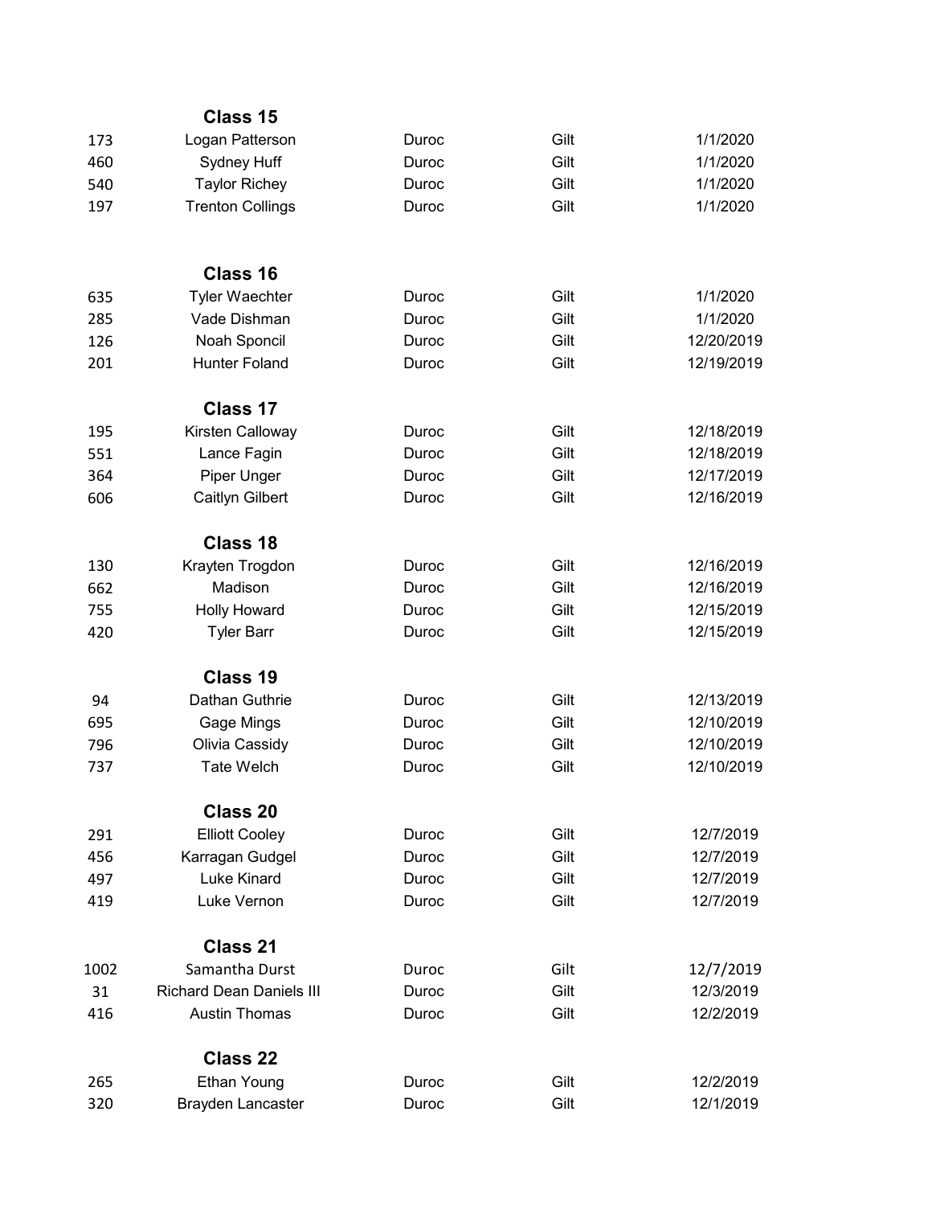### Class 15

| | | | | |
|---|---|---|---|---|
| 173 | Logan Patterson | Duroc | Gilt | 1/1/2020 |
| 460 | Sydney Huff | Duroc | Gilt | 1/1/2020 |
| 540 | Taylor Richey | Duroc | Gilt | 1/1/2020 |
| 197 | Trenton Collings | Duroc | Gilt | 1/1/2020 |

### Class 16

| | | | | |
|---|---|---|---|---|
| 635 | Tyler Waechter | Duroc | Gilt | 1/1/2020 |
| 285 | Vade Dishman | Duroc | Gilt | 1/1/2020 |
| 126 | Noah Sponcil | Duroc | Gilt | 12/20/2019 |
| 201 | Hunter Foland | Duroc | Gilt | 12/19/2019 |

### Class 17

| | | | | |
|---|---|---|---|---|
| 195 | Kirsten Calloway | Duroc | Gilt | 12/18/2019 |
| 551 | Lance Fagin | Duroc | Gilt | 12/18/2019 |
| 364 | Piper Unger | Duroc | Gilt | 12/17/2019 |
| 606 | Caitlyn Gilbert | Duroc | Gilt | 12/16/2019 |

### Class 18

| | | | | |
|---|---|---|---|---|
| 130 | Krayten Trogdon | Duroc | Gilt | 12/16/2019 |
| 662 | Madison | Duroc | Gilt | 12/16/2019 |
| 755 | Holly Howard | Duroc | Gilt | 12/15/2019 |
| 420 | Tyler Barr | Duroc | Gilt | 12/15/2019 |

### Class 19

| | | | | |
|---|---|---|---|---|
| 94 | Dathan Guthrie | Duroc | Gilt | 12/13/2019 |
| 695 | Gage Mings | Duroc | Gilt | 12/10/2019 |
| 796 | Olivia Cassidy | Duroc | Gilt | 12/10/2019 |
| 737 | Tate Welch | Duroc | Gilt | 12/10/2019 |

### Class 20

| | | | | |
|---|---|---|---|---|
| 291 | Elliott Cooley | Duroc | Gilt | 12/7/2019 |
| 456 | Karragan Gudgel | Duroc | Gilt | 12/7/2019 |
| 497 | Luke Kinard | Duroc | Gilt | 12/7/2019 |
| 419 | Luke Vernon | Duroc | Gilt | 12/7/2019 |

### Class 21

| | | | | |
|---|---|---|---|---|
| 1002 | Samantha Durst | Duroc | Gilt | 12/7/2019 |
| 31 | Richard Dean Daniels III | Duroc | Gilt | 12/3/2019 |
| 416 | Austin Thomas | Duroc | Gilt | 12/2/2019 |

### Class 22

| | | | | |
|---|---|---|---|---|
| 265 | Ethan Young | Duroc | Gilt | 12/2/2019 |
| 320 | Brayden Lancaster | Duroc | Gilt | 12/1/2019 |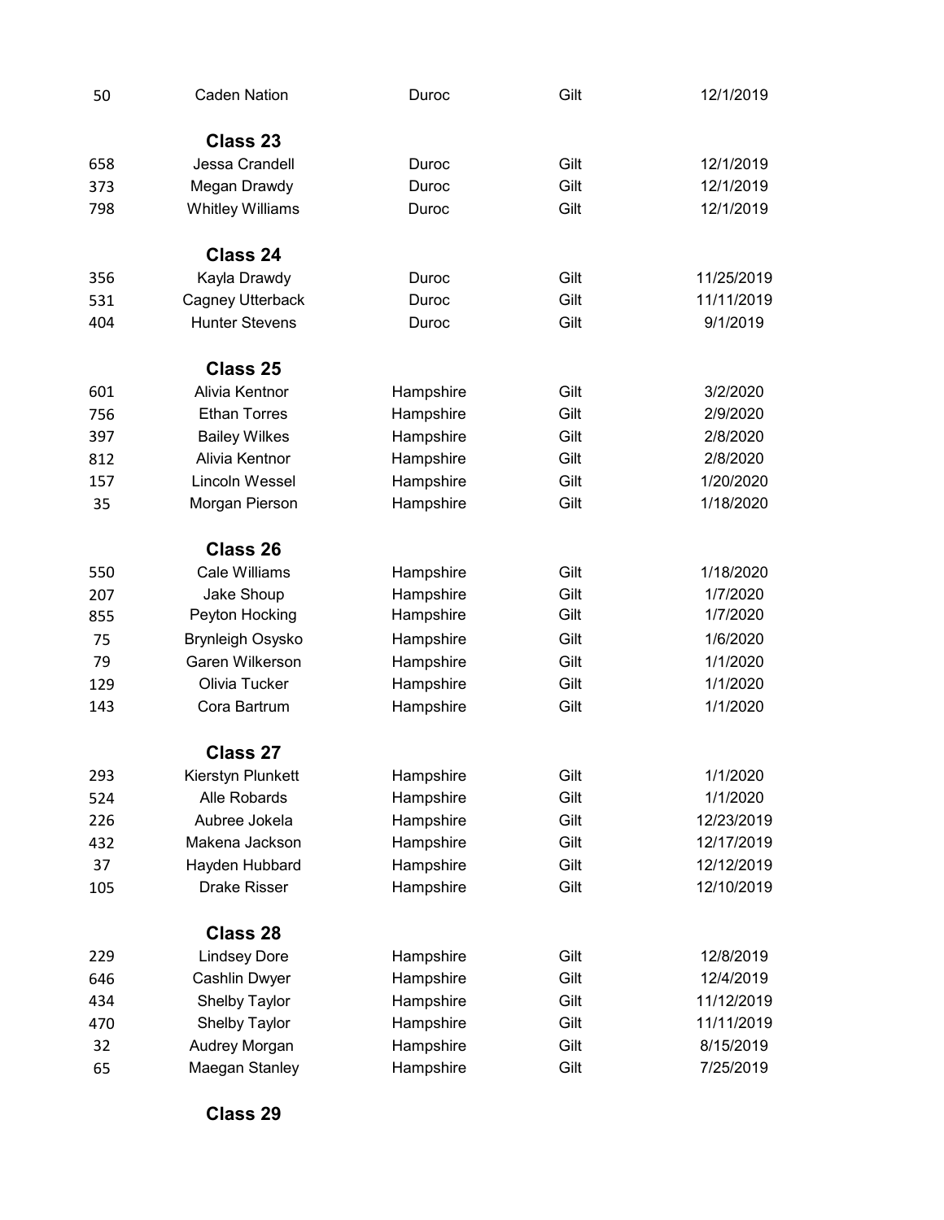| | | | | |
|---|---|---|---|---|
| 50 | Caden Nation | Duroc | Gilt | 12/1/2019 |

**Class 23**

| | | | | |
|---|---|---|---|---|
| 658 | Jessa Crandell | Duroc | Gilt | 12/1/2019 |
| 373 | Megan Drawdy | Duroc | Gilt | 12/1/2019 |
| 798 | Whitley Williams | Duroc | Gilt | 12/1/2019 |

**Class 24**

| | | | | |
|---|---|---|---|---|
| 356 | Kayla Drawdy | Duroc | Gilt | 11/25/2019 |
| 531 | Cagney Utterback | Duroc | Gilt | 11/11/2019 |
| 404 | Hunter Stevens | Duroc | Gilt | 9/1/2019 |

**Class 25**

| | | | | |
|---|---|---|---|---|
| 601 | Alivia Kentnor | Hampshire | Gilt | 3/2/2020 |
| 756 | Ethan Torres | Hampshire | Gilt | 2/9/2020 |
| 397 | Bailey Wilkes | Hampshire | Gilt | 2/8/2020 |
| 812 | Alivia Kentnor | Hampshire | Gilt | 2/8/2020 |
| 157 | Lincoln Wessel | Hampshire | Gilt | 1/20/2020 |
| 35 | Morgan Pierson | Hampshire | Gilt | 1/18/2020 |

**Class 26**

| | | | | |
|---|---|---|---|---|
| 550 | Cale Williams | Hampshire | Gilt | 1/18/2020 |
| 207 | Jake Shoup | Hampshire | Gilt | 1/7/2020 |
| 855 | Peyton Hocking | Hampshire | Gilt | 1/7/2020 |
| 75 | Brynleigh Osysko | Hampshire | Gilt | 1/6/2020 |
| 79 | Garen Wilkerson | Hampshire | Gilt | 1/1/2020 |
| 129 | Olivia Tucker | Hampshire | Gilt | 1/1/2020 |
| 143 | Cora Bartrum | Hampshire | Gilt | 1/1/2020 |

**Class 27**

| | | | | |
|---|---|---|---|---|
| 293 | Kierstyn Plunkett | Hampshire | Gilt | 1/1/2020 |
| 524 | Alle Robards | Hampshire | Gilt | 1/1/2020 |
| 226 | Aubree Jokela | Hampshire | Gilt | 12/23/2019 |
| 432 | Makena Jackson | Hampshire | Gilt | 12/17/2019 |
| 37 | Hayden Hubbard | Hampshire | Gilt | 12/12/2019 |
| 105 | Drake Risser | Hampshire | Gilt | 12/10/2019 |

**Class 28**

| | | | | |
|---|---|---|---|---|
| 229 | Lindsey Dore | Hampshire | Gilt | 12/8/2019 |
| 646 | Cashlin Dwyer | Hampshire | Gilt | 12/4/2019 |
| 434 | Shelby Taylor | Hampshire | Gilt | 11/12/2019 |
| 470 | Shelby Taylor | Hampshire | Gilt | 11/11/2019 |
| 32 | Audrey Morgan | Hampshire | Gilt | 8/15/2019 |
| 65 | Maegan Stanley | Hampshire | Gilt | 7/25/2019 |

**Class 29**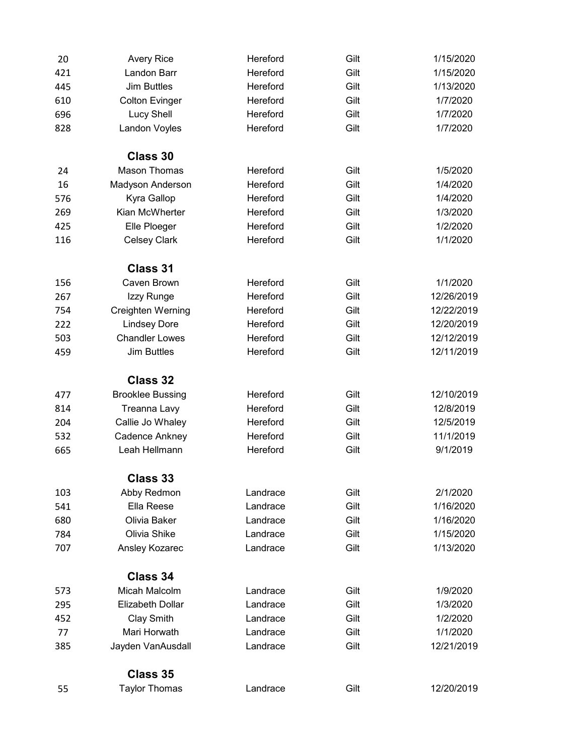| | | | | |
|---|---|---|---|---|
| 20 | Avery Rice | Hereford | Gilt | 1/15/2020 |
| 421 | Landon Barr | Hereford | Gilt | 1/15/2020 |
| 445 | Jim Buttles | Hereford | Gilt | 1/13/2020 |
| 610 | Colton Evinger | Hereford | Gilt | 1/7/2020 |
| 696 | Lucy Shell | Hereford | Gilt | 1/7/2020 |
| 828 | Landon Voyles | Hereford | Gilt | 1/7/2020 |

**Class 30**

| | | | | |
|---|---|---|---|---|
| 24 | Mason Thomas | Hereford | Gilt | 1/5/2020 |
| 16 | Madyson Anderson | Hereford | Gilt | 1/4/2020 |
| 576 | Kyra Gallop | Hereford | Gilt | 1/4/2020 |
| 269 | Kian McWherter | Hereford | Gilt | 1/3/2020 |
| 425 | Elle Ploeger | Hereford | Gilt | 1/2/2020 |
| 116 | Celsey Clark | Hereford | Gilt | 1/1/2020 |

**Class 31**

| | | | | |
|---|---|---|---|---|
| 156 | Caven Brown | Hereford | Gilt | 1/1/2020 |
| 267 | Izzy Runge | Hereford | Gilt | 12/26/2019 |
| 754 | Creighten Werning | Hereford | Gilt | 12/22/2019 |
| 222 | Lindsey Dore | Hereford | Gilt | 12/20/2019 |
| 503 | Chandler Lowes | Hereford | Gilt | 12/12/2019 |
| 459 | Jim Buttles | Hereford | Gilt | 12/11/2019 |

**Class 32**

| | | | | |
|---|---|---|---|---|
| 477 | Brooklee Bussing | Hereford | Gilt | 12/10/2019 |
| 814 | Treanna Lavy | Hereford | Gilt | 12/8/2019 |
| 204 | Callie Jo Whaley | Hereford | Gilt | 12/5/2019 |
| 532 | Cadence Ankney | Hereford | Gilt | 11/1/2019 |
| 665 | Leah Hellmann | Hereford | Gilt | 9/1/2019 |

**Class 33**

| | | | | |
|---|---|---|---|---|
| 103 | Abby Redmon | Landrace | Gilt | 2/1/2020 |
| 541 | Ella Reese | Landrace | Gilt | 1/16/2020 |
| 680 | Olivia Baker | Landrace | Gilt | 1/16/2020 |
| 784 | Olivia Shike | Landrace | Gilt | 1/15/2020 |
| 707 | Ansley Kozarec | Landrace | Gilt | 1/13/2020 |

**Class 34**

| | | | | |
|---|---|---|---|---|
| 573 | Micah Malcolm | Landrace | Gilt | 1/9/2020 |
| 295 | Elizabeth Dollar | Landrace | Gilt | 1/3/2020 |
| 452 | Clay Smith | Landrace | Gilt | 1/2/2020 |
| 77 | Mari Horwath | Landrace | Gilt | 1/1/2020 |
| 385 | Jayden VanAusdall | Landrace | Gilt | 12/21/2019 |

**Class 35**

| | | | | |
|---|---|---|---|---|
| 55 | Taylor Thomas | Landrace | Gilt | 12/20/2019 |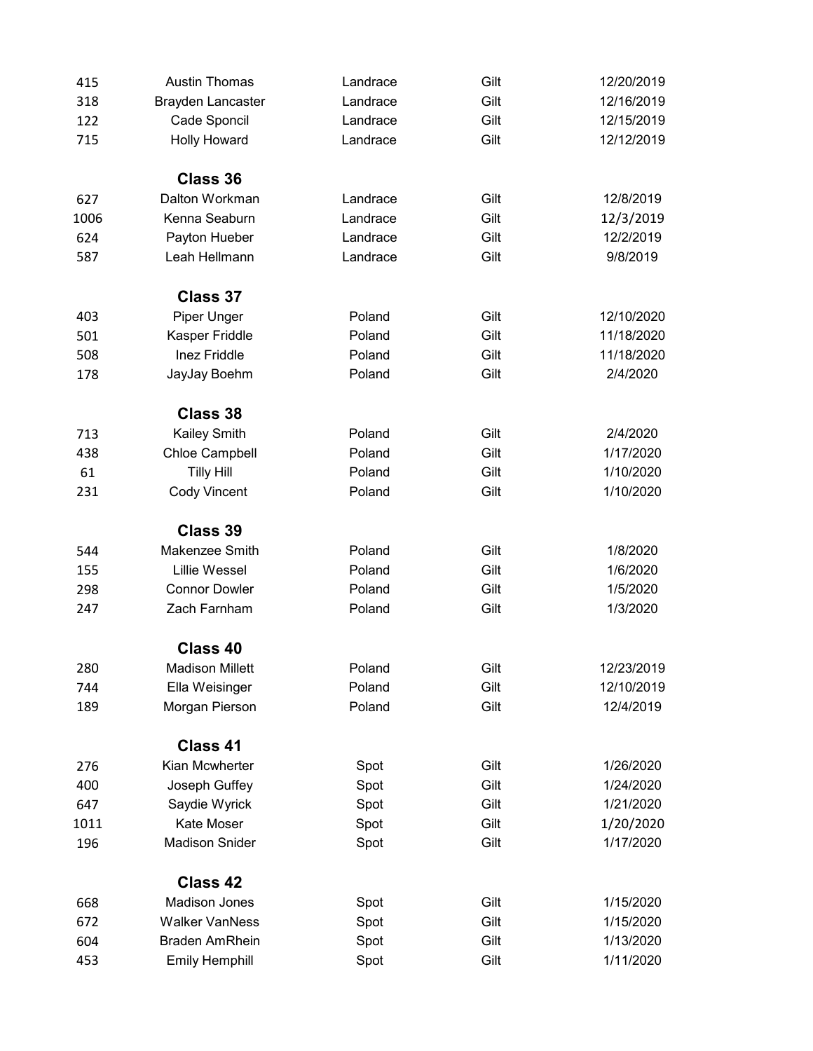| | | | | |
|---|---|---|---|---|
| 415 | Austin Thomas | Landrace | Gilt | 12/20/2019 |
| 318 | Brayden Lancaster | Landrace | Gilt | 12/16/2019 |
| 122 | Cade Sponcil | Landrace | Gilt | 12/15/2019 |
| 715 | Holly Howard | Landrace | Gilt | 12/12/2019 |

**Class 36**

| | | | | |
|---|---|---|---|---|
| 627 | Dalton Workman | Landrace | Gilt | 12/8/2019 |
| 1006 | Kenna Seaburn | Landrace | Gilt | 12/3/2019 |
| 624 | Payton Hueber | Landrace | Gilt | 12/2/2019 |
| 587 | Leah Hellmann | Landrace | Gilt | 9/8/2019 |

**Class 37**

| | | | | |
|---|---|---|---|---|
| 403 | Piper Unger | Poland | Gilt | 12/10/2020 |
| 501 | Kasper Friddle | Poland | Gilt | 11/18/2020 |
| 508 | Inez Friddle | Poland | Gilt | 11/18/2020 |
| 178 | JayJay Boehm | Poland | Gilt | 2/4/2020 |

**Class 38**

| | | | | |
|---|---|---|---|---|
| 713 | Kailey Smith | Poland | Gilt | 2/4/2020 |
| 438 | Chloe Campbell | Poland | Gilt | 1/17/2020 |
| 61 | Tilly Hill | Poland | Gilt | 1/10/2020 |
| 231 | Cody Vincent | Poland | Gilt | 1/10/2020 |

**Class 39**

| | | | | |
|---|---|---|---|---|
| 544 | Makenzee Smith | Poland | Gilt | 1/8/2020 |
| 155 | Lillie Wessel | Poland | Gilt | 1/6/2020 |
| 298 | Connor Dowler | Poland | Gilt | 1/5/2020 |
| 247 | Zach Farnham | Poland | Gilt | 1/3/2020 |

**Class 40**

| | | | | |
|---|---|---|---|---|
| 280 | Madison Millett | Poland | Gilt | 12/23/2019 |
| 744 | Ella Weisinger | Poland | Gilt | 12/10/2019 |
| 189 | Morgan Pierson | Poland | Gilt | 12/4/2019 |

**Class 41**

| | | | | |
|---|---|---|---|---|
| 276 | Kian Mcwherter | Spot | Gilt | 1/26/2020 |
| 400 | Joseph Guffey | Spot | Gilt | 1/24/2020 |
| 647 | Saydie Wyrick | Spot | Gilt | 1/21/2020 |
| 1011 | Kate Moser | Spot | Gilt | 1/20/2020 |
| 196 | Madison Snider | Spot | Gilt | 1/17/2020 |

**Class 42**

| | | | | |
|---|---|---|---|---|
| 668 | Madison Jones | Spot | Gilt | 1/15/2020 |
| 672 | Walker VanNess | Spot | Gilt | 1/15/2020 |
| 604 | Braden AmRhein | Spot | Gilt | 1/13/2020 |
| 453 | Emily Hemphill | Spot | Gilt | 1/11/2020 |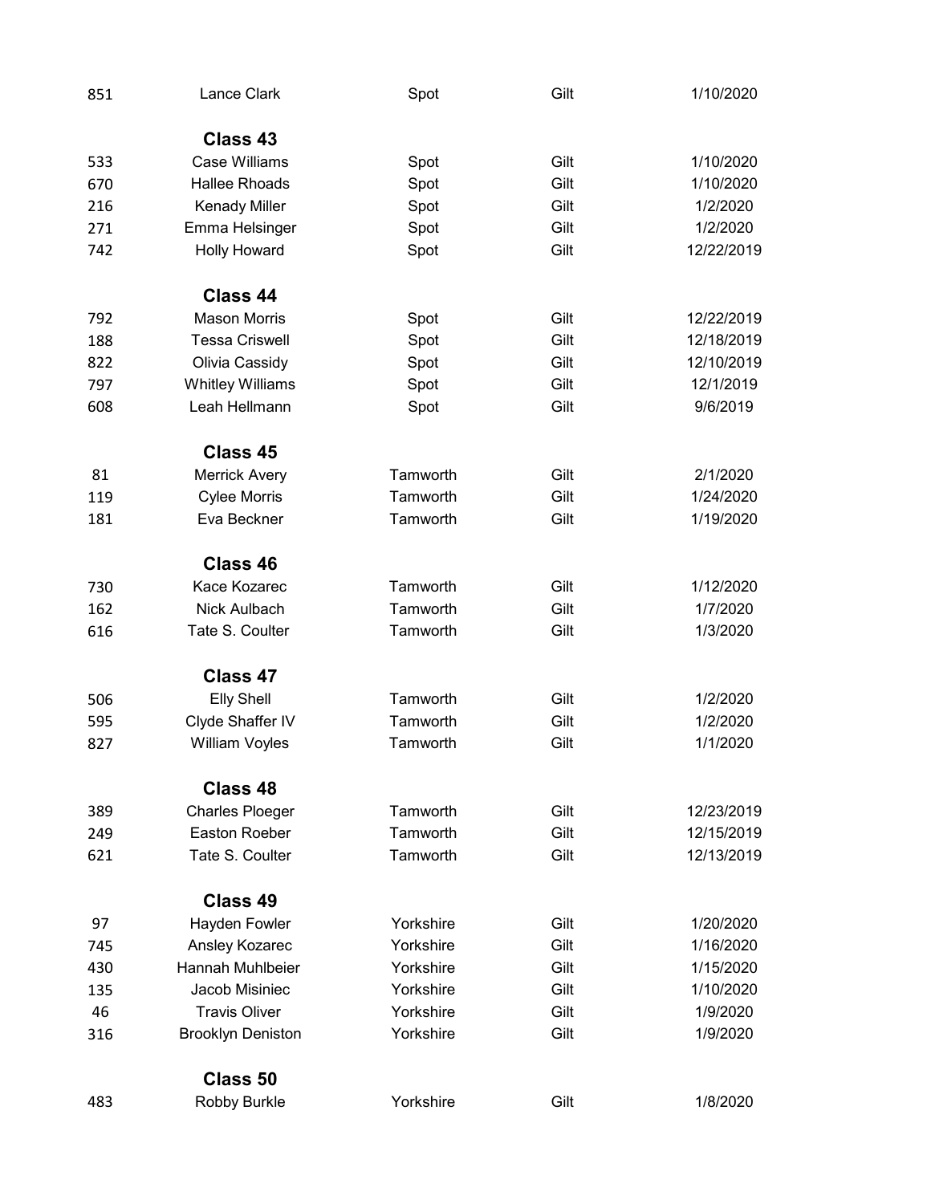| | | | | |
|---|---|---|---|---|
| 851 | Lance Clark | Spot | Gilt | 1/10/2020 |

**Class 43**

| | | | | |
|---|---|---|---|---|
| 533 | Case Williams | Spot | Gilt | 1/10/2020 |
| 670 | Hallee Rhoads | Spot | Gilt | 1/10/2020 |
| 216 | Kenady Miller | Spot | Gilt | 1/2/2020 |
| 271 | Emma Helsinger | Spot | Gilt | 1/2/2020 |
| 742 | Holly Howard | Spot | Gilt | 12/22/2019 |

**Class 44**

| | | | | |
|---|---|---|---|---|
| 792 | Mason Morris | Spot | Gilt | 12/22/2019 |
| 188 | Tessa Criswell | Spot | Gilt | 12/18/2019 |
| 822 | Olivia Cassidy | Spot | Gilt | 12/10/2019 |
| 797 | Whitley Williams | Spot | Gilt | 12/1/2019 |
| 608 | Leah Hellmann | Spot | Gilt | 9/6/2019 |

**Class 45**

| | | | | |
|---|---|---|---|---|
| 81 | Merrick Avery | Tamworth | Gilt | 2/1/2020 |
| 119 | Cylee Morris | Tamworth | Gilt | 1/24/2020 |
| 181 | Eva Beckner | Tamworth | Gilt | 1/19/2020 |

**Class 46**

| | | | | |
|---|---|---|---|---|
| 730 | Kace Kozarec | Tamworth | Gilt | 1/12/2020 |
| 162 | Nick Aulbach | Tamworth | Gilt | 1/7/2020 |
| 616 | Tate S. Coulter | Tamworth | Gilt | 1/3/2020 |

**Class 47**

| | | | | |
|---|---|---|---|---|
| 506 | Elly Shell | Tamworth | Gilt | 1/2/2020 |
| 595 | Clyde Shaffer IV | Tamworth | Gilt | 1/2/2020 |
| 827 | William Voyles | Tamworth | Gilt | 1/1/2020 |

**Class 48**

| | | | | |
|---|---|---|---|---|
| 389 | Charles Ploeger | Tamworth | Gilt | 12/23/2019 |
| 249 | Easton Roeber | Tamworth | Gilt | 12/15/2019 |
| 621 | Tate S. Coulter | Tamworth | Gilt | 12/13/2019 |

**Class 49**

| | | | | |
|---|---|---|---|---|
| 97 | Hayden Fowler | Yorkshire | Gilt | 1/20/2020 |
| 745 | Ansley Kozarec | Yorkshire | Gilt | 1/16/2020 |
| 430 | Hannah Muhlbeier | Yorkshire | Gilt | 1/15/2020 |
| 135 | Jacob Misiniec | Yorkshire | Gilt | 1/10/2020 |
| 46 | Travis Oliver | Yorkshire | Gilt | 1/9/2020 |
| 316 | Brooklyn Deniston | Yorkshire | Gilt | 1/9/2020 |

**Class 50**

| | | | | |
|---|---|---|---|---|
| 483 | Robby Burkle | Yorkshire | Gilt | 1/8/2020 |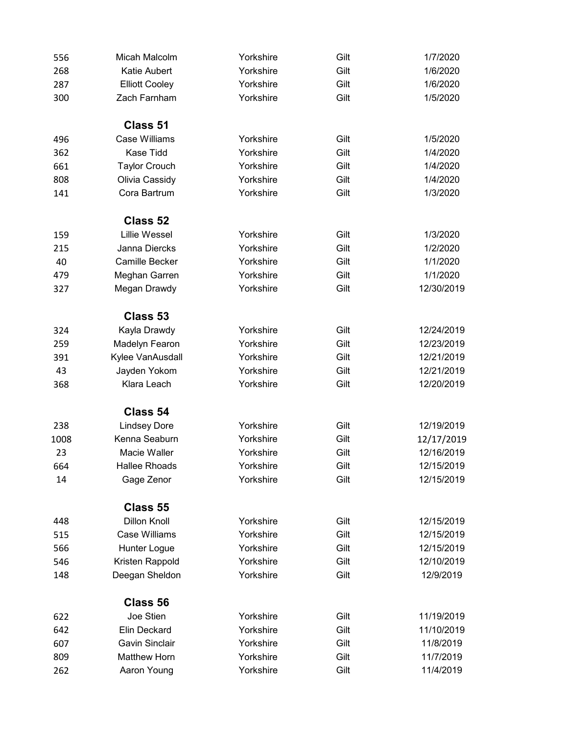| | | | | |
|---|---|---|---|---|
| 556 | Micah Malcolm | Yorkshire | Gilt | 1/7/2020 |
| 268 | Katie Aubert | Yorkshire | Gilt | 1/6/2020 |
| 287 | Elliott Cooley | Yorkshire | Gilt | 1/6/2020 |
| 300 | Zach Farnham | Yorkshire | Gilt | 1/5/2020 |

**Class 51**

| | | | | |
|---|---|---|---|---|
| 496 | Case Williams | Yorkshire | Gilt | 1/5/2020 |
| 362 | Kase Tidd | Yorkshire | Gilt | 1/4/2020 |
| 661 | Taylor Crouch | Yorkshire | Gilt | 1/4/2020 |
| 808 | Olivia Cassidy | Yorkshire | Gilt | 1/4/2020 |
| 141 | Cora Bartrum | Yorkshire | Gilt | 1/3/2020 |

**Class 52**

| | | | | |
|---|---|---|---|---|
| 159 | Lillie Wessel | Yorkshire | Gilt | 1/3/2020 |
| 215 | Janna Diercks | Yorkshire | Gilt | 1/2/2020 |
| 40 | Camille Becker | Yorkshire | Gilt | 1/1/2020 |
| 479 | Meghan Garren | Yorkshire | Gilt | 1/1/2020 |
| 327 | Megan Drawdy | Yorkshire | Gilt | 12/30/2019 |

**Class 53**

| | | | | |
|---|---|---|---|---|
| 324 | Kayla Drawdy | Yorkshire | Gilt | 12/24/2019 |
| 259 | Madelyn Fearon | Yorkshire | Gilt | 12/23/2019 |
| 391 | Kylee VanAusdall | Yorkshire | Gilt | 12/21/2019 |
| 43 | Jayden Yokom | Yorkshire | Gilt | 12/21/2019 |
| 368 | Klara Leach | Yorkshire | Gilt | 12/20/2019 |

**Class 54**

| | | | | |
|---|---|---|---|---|
| 238 | Lindsey Dore | Yorkshire | Gilt | 12/19/2019 |
| 1008 | Kenna Seaburn | Yorkshire | Gilt | 12/17/2019 |
| 23 | Macie Waller | Yorkshire | Gilt | 12/16/2019 |
| 664 | Hallee Rhoads | Yorkshire | Gilt | 12/15/2019 |
| 14 | Gage Zenor | Yorkshire | Gilt | 12/15/2019 |

**Class 55**

| | | | | |
|---|---|---|---|---|
| 448 | Dillon Knoll | Yorkshire | Gilt | 12/15/2019 |
| 515 | Case Williams | Yorkshire | Gilt | 12/15/2019 |
| 566 | Hunter Logue | Yorkshire | Gilt | 12/15/2019 |
| 546 | Kristen Rappold | Yorkshire | Gilt | 12/10/2019 |
| 148 | Deegan Sheldon | Yorkshire | Gilt | 12/9/2019 |

**Class 56**

| | | | | |
|---|---|---|---|---|
| 622 | Joe Stien | Yorkshire | Gilt | 11/19/2019 |
| 642 | Elin Deckard | Yorkshire | Gilt | 11/10/2019 |
| 607 | Gavin Sinclair | Yorkshire | Gilt | 11/8/2019 |
| 809 | Matthew Horn | Yorkshire | Gilt | 11/7/2019 |
| 262 | Aaron Young | Yorkshire | Gilt | 11/4/2019 |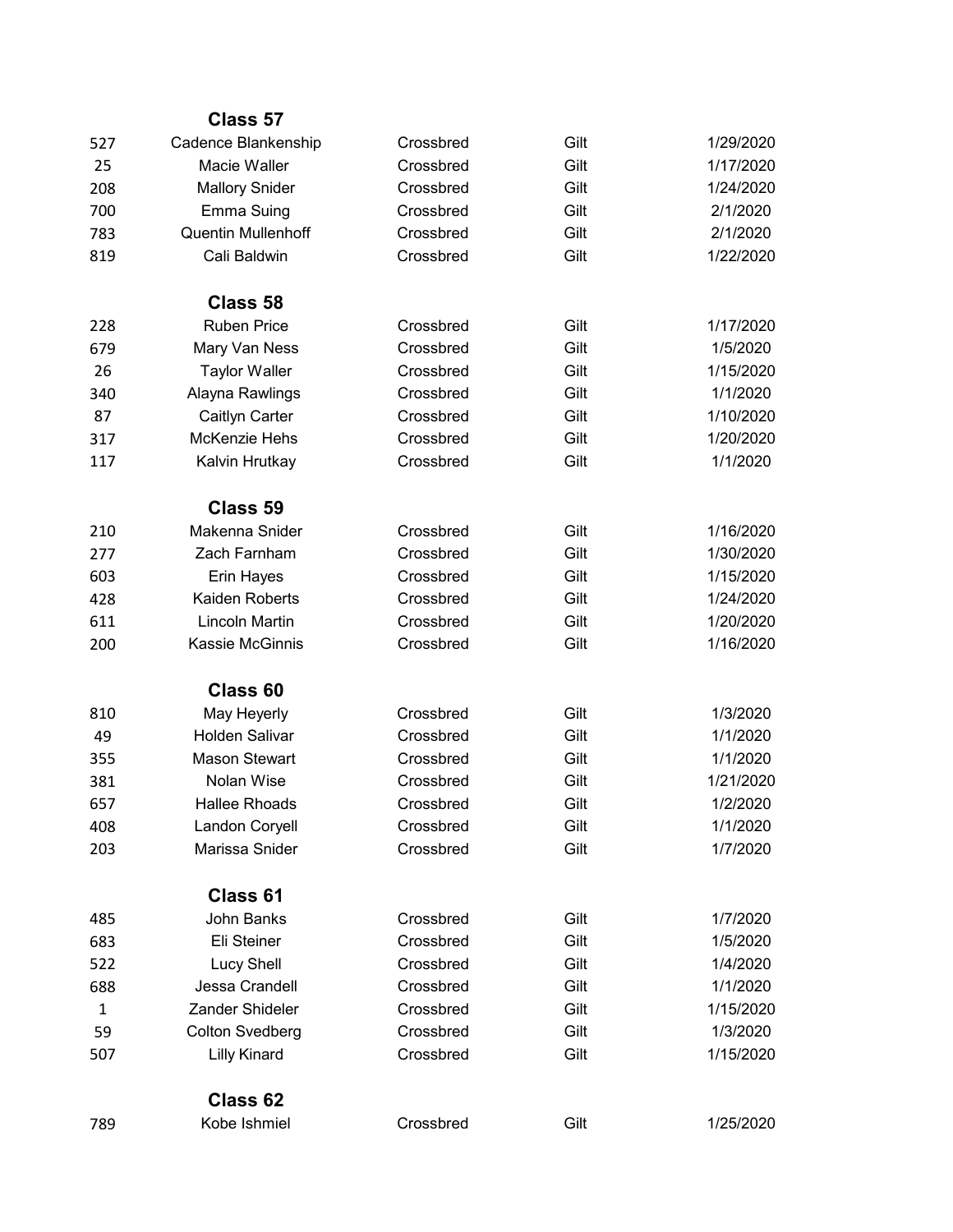**Class 57**

| | | | | |
|---|---|---|---|---|
| 527 | Cadence Blankenship | Crossbred | Gilt | 1/29/2020 |
| 25 | Macie Waller | Crossbred | Gilt | 1/17/2020 |
| 208 | Mallory Snider | Crossbred | Gilt | 1/24/2020 |
| 700 | Emma Suing | Crossbred | Gilt | 2/1/2020 |
| 783 | Quentin Mullenhoff | Crossbred | Gilt | 2/1/2020 |
| 819 | Cali Baldwin | Crossbred | Gilt | 1/22/2020 |

**Class 58**

| | | | | |
|---|---|---|---|---|
| 228 | Ruben Price | Crossbred | Gilt | 1/17/2020 |
| 679 | Mary Van Ness | Crossbred | Gilt | 1/5/2020 |
| 26 | Taylor Waller | Crossbred | Gilt | 1/15/2020 |
| 340 | Alayna Rawlings | Crossbred | Gilt | 1/1/2020 |
| 87 | Caitlyn Carter | Crossbred | Gilt | 1/10/2020 |
| 317 | McKenzie Hehs | Crossbred | Gilt | 1/20/2020 |
| 117 | Kalvin Hrutkay | Crossbred | Gilt | 1/1/2020 |

**Class 59**

| | | | | |
|---|---|---|---|---|
| 210 | Makenna Snider | Crossbred | Gilt | 1/16/2020 |
| 277 | Zach Farnham | Crossbred | Gilt | 1/30/2020 |
| 603 | Erin Hayes | Crossbred | Gilt | 1/15/2020 |
| 428 | Kaiden Roberts | Crossbred | Gilt | 1/24/2020 |
| 611 | Lincoln Martin | Crossbred | Gilt | 1/20/2020 |
| 200 | Kassie McGinnis | Crossbred | Gilt | 1/16/2020 |

**Class 60**

| | | | | |
|---|---|---|---|---|
| 810 | May Heyerly | Crossbred | Gilt | 1/3/2020 |
| 49 | Holden Salivar | Crossbred | Gilt | 1/1/2020 |
| 355 | Mason Stewart | Crossbred | Gilt | 1/1/2020 |
| 381 | Nolan Wise | Crossbred | Gilt | 1/21/2020 |
| 657 | Hallee Rhoads | Crossbred | Gilt | 1/2/2020 |
| 408 | Landon Coryell | Crossbred | Gilt | 1/1/2020 |
| 203 | Marissa Snider | Crossbred | Gilt | 1/7/2020 |

**Class 61**

| | | | | |
|---|---|---|---|---|
| 485 | John Banks | Crossbred | Gilt | 1/7/2020 |
| 683 | Eli Steiner | Crossbred | Gilt | 1/5/2020 |
| 522 | Lucy Shell | Crossbred | Gilt | 1/4/2020 |
| 688 | Jessa Crandell | Crossbred | Gilt | 1/1/2020 |
| 1 | Zander Shideler | Crossbred | Gilt | 1/15/2020 |
| 59 | Colton Svedberg | Crossbred | Gilt | 1/3/2020 |
| 507 | Lilly Kinard | Crossbred | Gilt | 1/15/2020 |

**Class 62**

| | | | | |
|---|---|---|---|---|
| 789 | Kobe Ishmiel | Crossbred | Gilt | 1/25/2020 |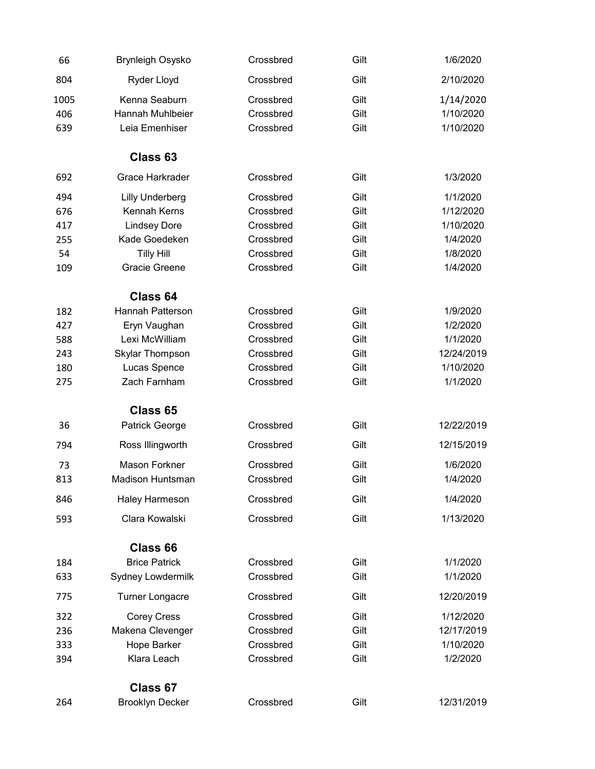| | | | | |
|---|---|---|---|---|
| 66 | Brynleigh Osysko | Crossbred | Gilt | 1/6/2020 |
| 804 | Ryder Lloyd | Crossbred | Gilt | 2/10/2020 |
| 1005 | Kenna Seaburn | Crossbred | Gilt | 1/14/2020 |
| 406 | Hannah Muhlbeier | Crossbred | Gilt | 1/10/2020 |
| 639 | Leia Emenhiser | Crossbred | Gilt | 1/10/2020 |

**Class 63**

| | | | | |
|---|---|---|---|---|
| 692 | Grace Harkrader | Crossbred | Gilt | 1/3/2020 |
| 494 | Lilly Underberg | Crossbred | Gilt | 1/1/2020 |
| 676 | Kennah Kerns | Crossbred | Gilt | 1/12/2020 |
| 417 | Lindsey Dore | Crossbred | Gilt | 1/10/2020 |
| 255 | Kade Goedeken | Crossbred | Gilt | 1/4/2020 |
| 54 | Tilly Hill | Crossbred | Gilt | 1/8/2020 |
| 109 | Gracie Greene | Crossbred | Gilt | 1/4/2020 |

**Class 64**

| | | | | |
|---|---|---|---|---|
| 182 | Hannah Patterson | Crossbred | Gilt | 1/9/2020 |
| 427 | Eryn Vaughan | Crossbred | Gilt | 1/2/2020 |
| 588 | Lexi McWilliam | Crossbred | Gilt | 1/1/2020 |
| 243 | Skylar Thompson | Crossbred | Gilt | 12/24/2019 |
| 180 | Lucas Spence | Crossbred | Gilt | 1/10/2020 |
| 275 | Zach Farnham | Crossbred | Gilt | 1/1/2020 |

**Class 65**

| | | | | |
|---|---|---|---|---|
| 36 | Patrick George | Crossbred | Gilt | 12/22/2019 |
| 794 | Ross Illingworth | Crossbred | Gilt | 12/15/2019 |
| 73 | Mason Forkner | Crossbred | Gilt | 1/6/2020 |
| 813 | Madison Huntsman | Crossbred | Gilt | 1/4/2020 |
| 846 | Haley Harmeson | Crossbred | Gilt | 1/4/2020 |
| 593 | Clara Kowalski | Crossbred | Gilt | 1/13/2020 |

**Class 66**

| | | | | |
|---|---|---|---|---|
| 184 | Brice Patrick | Crossbred | Gilt | 1/1/2020 |
| 633 | Sydney Lowdermilk | Crossbred | Gilt | 1/1/2020 |
| 775 | Turner Longacre | Crossbred | Gilt | 12/20/2019 |
| 322 | Corey Cress | Crossbred | Gilt | 1/12/2020 |
| 236 | Makena Clevenger | Crossbred | Gilt | 12/17/2019 |
| 333 | Hope Barker | Crossbred | Gilt | 1/10/2020 |
| 394 | Klara Leach | Crossbred | Gilt | 1/2/2020 |

**Class 67**

| | | | | |
|---|---|---|---|---|
| 264 | Brooklyn Decker | Crossbred | Gilt | 12/31/2019 |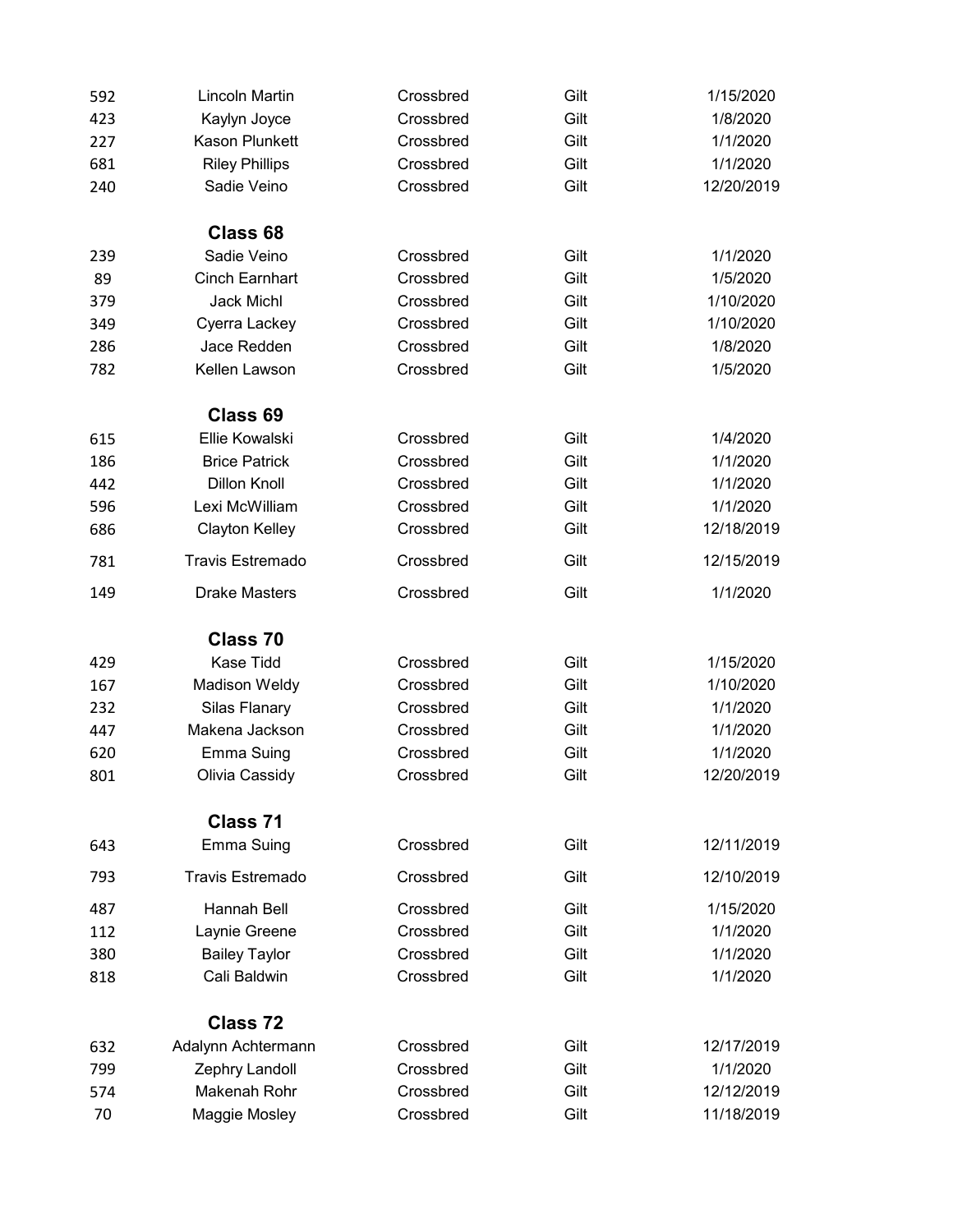| | | | | |
|---|---|---|---|---|
| 592 | Lincoln Martin | Crossbred | Gilt | 1/15/2020 |
| 423 | Kaylyn Joyce | Crossbred | Gilt | 1/8/2020 |
| 227 | Kason Plunkett | Crossbred | Gilt | 1/1/2020 |
| 681 | Riley Phillips | Crossbred | Gilt | 1/1/2020 |
| 240 | Sadie Veino | Crossbred | Gilt | 12/20/2019 |

### Class 68

| | | | | |
|---|---|---|---|---|
| 239 | Sadie Veino | Crossbred | Gilt | 1/1/2020 |
| 89 | Cinch Earnhart | Crossbred | Gilt | 1/5/2020 |
| 379 | Jack Michl | Crossbred | Gilt | 1/10/2020 |
| 349 | Cyerra Lackey | Crossbred | Gilt | 1/10/2020 |
| 286 | Jace Redden | Crossbred | Gilt | 1/8/2020 |
| 782 | Kellen Lawson | Crossbred | Gilt | 1/5/2020 |

### Class 69

| | | | | |
|---|---|---|---|---|
| 615 | Ellie Kowalski | Crossbred | Gilt | 1/4/2020 |
| 186 | Brice Patrick | Crossbred | Gilt | 1/1/2020 |
| 442 | Dillon Knoll | Crossbred | Gilt | 1/1/2020 |
| 596 | Lexi McWilliam | Crossbred | Gilt | 1/1/2020 |
| 686 | Clayton Kelley | Crossbred | Gilt | 12/18/2019 |
| 781 | Travis Estremado | Crossbred | Gilt | 12/15/2019 |
| 149 | Drake Masters | Crossbred | Gilt | 1/1/2020 |

### Class 70

| | | | | |
|---|---|---|---|---|
| 429 | Kase Tidd | Crossbred | Gilt | 1/15/2020 |
| 167 | Madison Weldy | Crossbred | Gilt | 1/10/2020 |
| 232 | Silas Flanary | Crossbred | Gilt | 1/1/2020 |
| 447 | Makena Jackson | Crossbred | Gilt | 1/1/2020 |
| 620 | Emma Suing | Crossbred | Gilt | 1/1/2020 |
| 801 | Olivia Cassidy | Crossbred | Gilt | 12/20/2019 |

### Class 71

| | | | | |
|---|---|---|---|---|
| 643 | Emma Suing | Crossbred | Gilt | 12/11/2019 |
| 793 | Travis Estremado | Crossbred | Gilt | 12/10/2019 |
| 487 | Hannah Bell | Crossbred | Gilt | 1/15/2020 |
| 112 | Laynie Greene | Crossbred | Gilt | 1/1/2020 |
| 380 | Bailey Taylor | Crossbred | Gilt | 1/1/2020 |
| 818 | Cali Baldwin | Crossbred | Gilt | 1/1/2020 |

### Class 72

| | | | | |
|---|---|---|---|---|
| 632 | Adalynn Achtermann | Crossbred | Gilt | 12/17/2019 |
| 799 | Zephry Landoll | Crossbred | Gilt | 1/1/2020 |
| 574 | Makenah Rohr | Crossbred | Gilt | 12/12/2019 |
| 70 | Maggie Mosley | Crossbred | Gilt | 11/18/2019 |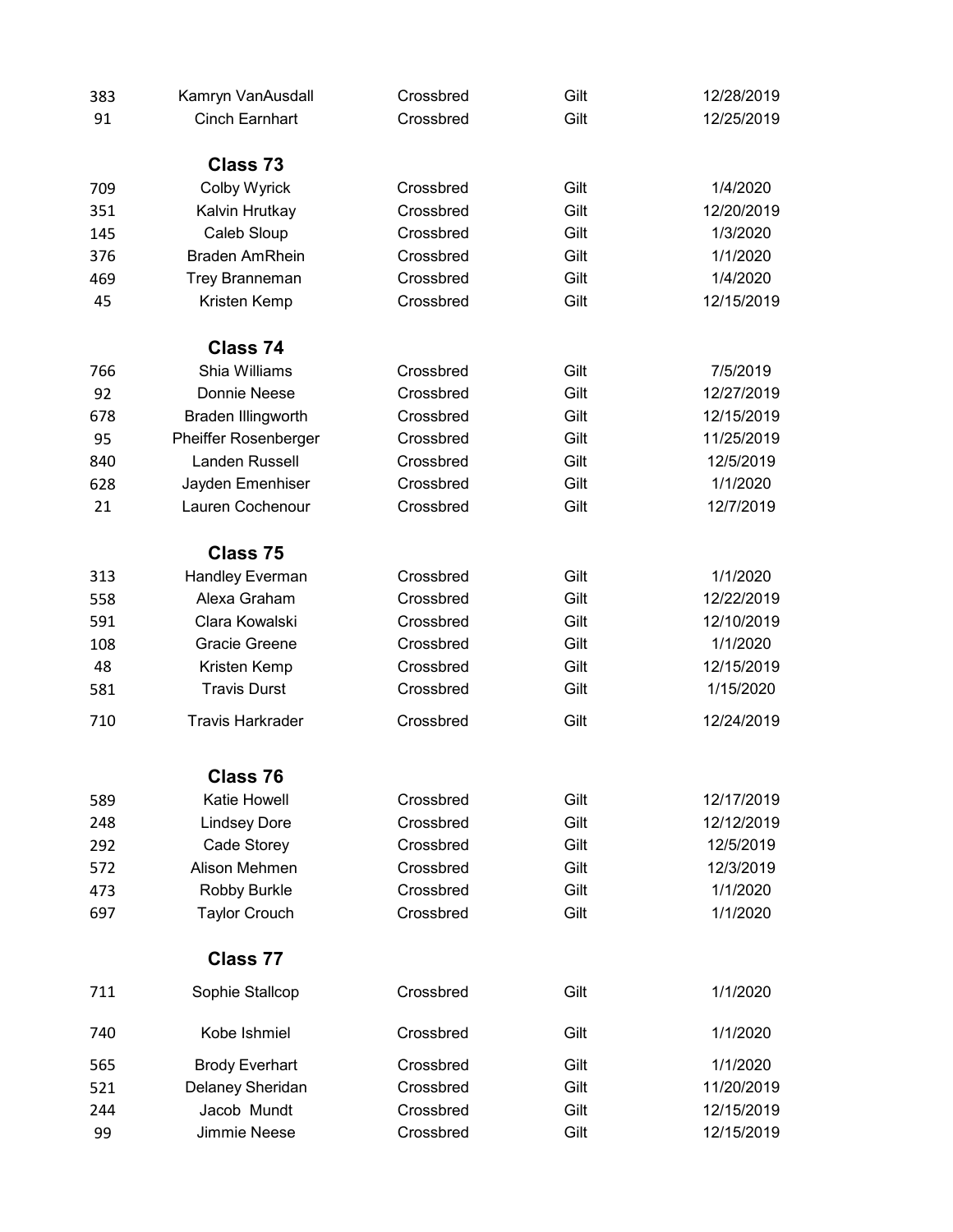| | | | | |
|---|---|---|---|---|
| 383 | Kamryn VanAusdall | Crossbred | Gilt | 12/28/2019 |
| 91 | Cinch Earnhart | Crossbred | Gilt | 12/25/2019 |

**Class 73**

| | | | | |
|---|---|---|---|---|
| 709 | Colby Wyrick | Crossbred | Gilt | 1/4/2020 |
| 351 | Kalvin Hrutkay | Crossbred | Gilt | 12/20/2019 |
| 145 | Caleb Sloup | Crossbred | Gilt | 1/3/2020 |
| 376 | Braden AmRhein | Crossbred | Gilt | 1/1/2020 |
| 469 | Trey Branneman | Crossbred | Gilt | 1/4/2020 |
| 45 | Kristen Kemp | Crossbred | Gilt | 12/15/2019 |

**Class 74**

| | | | | |
|---|---|---|---|---|
| 766 | Shia Williams | Crossbred | Gilt | 7/5/2019 |
| 92 | Donnie Neese | Crossbred | Gilt | 12/27/2019 |
| 678 | Braden Illingworth | Crossbred | Gilt | 12/15/2019 |
| 95 | Pheiffer Rosenberger | Crossbred | Gilt | 11/25/2019 |
| 840 | Landen Russell | Crossbred | Gilt | 12/5/2019 |
| 628 | Jayden Emenhiser | Crossbred | Gilt | 1/1/2020 |
| 21 | Lauren Cochenour | Crossbred | Gilt | 12/7/2019 |

**Class 75**

| | | | | |
|---|---|---|---|---|
| 313 | Handley Everman | Crossbred | Gilt | 1/1/2020 |
| 558 | Alexa Graham | Crossbred | Gilt | 12/22/2019 |
| 591 | Clara Kowalski | Crossbred | Gilt | 12/10/2019 |
| 108 | Gracie Greene | Crossbred | Gilt | 1/1/2020 |
| 48 | Kristen Kemp | Crossbred | Gilt | 12/15/2019 |
| 581 | Travis Durst | Crossbred | Gilt | 1/15/2020 |
| 710 | Travis Harkrader | Crossbred | Gilt | 12/24/2019 |

**Class 76**

| | | | | |
|---|---|---|---|---|
| 589 | Katie Howell | Crossbred | Gilt | 12/17/2019 |
| 248 | Lindsey Dore | Crossbred | Gilt | 12/12/2019 |
| 292 | Cade Storey | Crossbred | Gilt | 12/5/2019 |
| 572 | Alison Mehmen | Crossbred | Gilt | 12/3/2019 |
| 473 | Robby Burkle | Crossbred | Gilt | 1/1/2020 |
| 697 | Taylor Crouch | Crossbred | Gilt | 1/1/2020 |

**Class 77**

| | | | | |
|---|---|---|---|---|
| 711 | Sophie Stallcop | Crossbred | Gilt | 1/1/2020 |
| 740 | Kobe Ishmiel | Crossbred | Gilt | 1/1/2020 |
| 565 | Brody Everhart | Crossbred | Gilt | 1/1/2020 |
| 521 | Delaney Sheridan | Crossbred | Gilt | 11/20/2019 |
| 244 | Jacob Mundt | Crossbred | Gilt | 12/15/2019 |
| 99 | Jimmie Neese | Crossbred | Gilt | 12/15/2019 |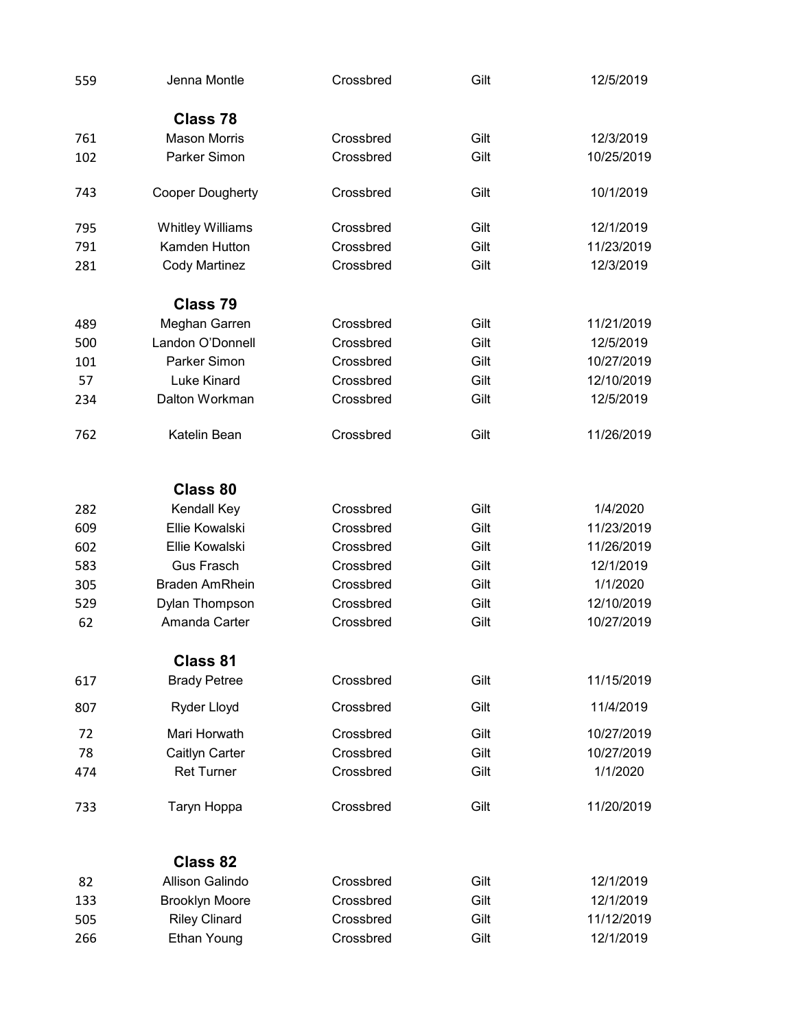| | | | | |
|---|---|---|---|---|
| 559 | Jenna Montle | Crossbred | Gilt | 12/5/2019 |

## Class 78

| | | | | |
|---|---|---|---|---|
| 761 | Mason Morris | Crossbred | Gilt | 12/3/2019 |
| 102 | Parker Simon | Crossbred | Gilt | 10/25/2019 |
| 743 | Cooper Dougherty | Crossbred | Gilt | 10/1/2019 |
| 795 | Whitley Williams | Crossbred | Gilt | 12/1/2019 |
| 791 | Kamden Hutton | Crossbred | Gilt | 11/23/2019 |
| 281 | Cody Martinez | Crossbred | Gilt | 12/3/2019 |

## Class 79

| | | | | |
|---|---|---|---|---|
| 489 | Meghan Garren | Crossbred | Gilt | 11/21/2019 |
| 500 | Landon O'Donnell | Crossbred | Gilt | 12/5/2019 |
| 101 | Parker Simon | Crossbred | Gilt | 10/27/2019 |
| 57 | Luke Kinard | Crossbred | Gilt | 12/10/2019 |
| 234 | Dalton Workman | Crossbred | Gilt | 12/5/2019 |
| 762 | Katelin Bean | Crossbred | Gilt | 11/26/2019 |

## Class 80

| | | | | |
|---|---|---|---|---|
| 282 | Kendall Key | Crossbred | Gilt | 1/4/2020 |
| 609 | Ellie Kowalski | Crossbred | Gilt | 11/23/2019 |
| 602 | Ellie Kowalski | Crossbred | Gilt | 11/26/2019 |
| 583 | Gus Frasch | Crossbred | Gilt | 12/1/2019 |
| 305 | Braden AmRhein | Crossbred | Gilt | 1/1/2020 |
| 529 | Dylan Thompson | Crossbred | Gilt | 12/10/2019 |
| 62 | Amanda Carter | Crossbred | Gilt | 10/27/2019 |

## Class 81

| | | | | |
|---|---|---|---|---|
| 617 | Brady Petree | Crossbred | Gilt | 11/15/2019 |
| 807 | Ryder Lloyd | Crossbred | Gilt | 11/4/2019 |
| 72 | Mari Horwath | Crossbred | Gilt | 10/27/2019 |
| 78 | Caitlyn Carter | Crossbred | Gilt | 10/27/2019 |
| 474 | Ret Turner | Crossbred | Gilt | 1/1/2020 |
| 733 | Taryn Hoppa | Crossbred | Gilt | 11/20/2019 |

## Class 82

| | | | | |
|---|---|---|---|---|
| 82 | Allison Galindo | Crossbred | Gilt | 12/1/2019 |
| 133 | Brooklyn Moore | Crossbred | Gilt | 12/1/2019 |
| 505 | Riley Clinard | Crossbred | Gilt | 11/12/2019 |
| 266 | Ethan Young | Crossbred | Gilt | 12/1/2019 |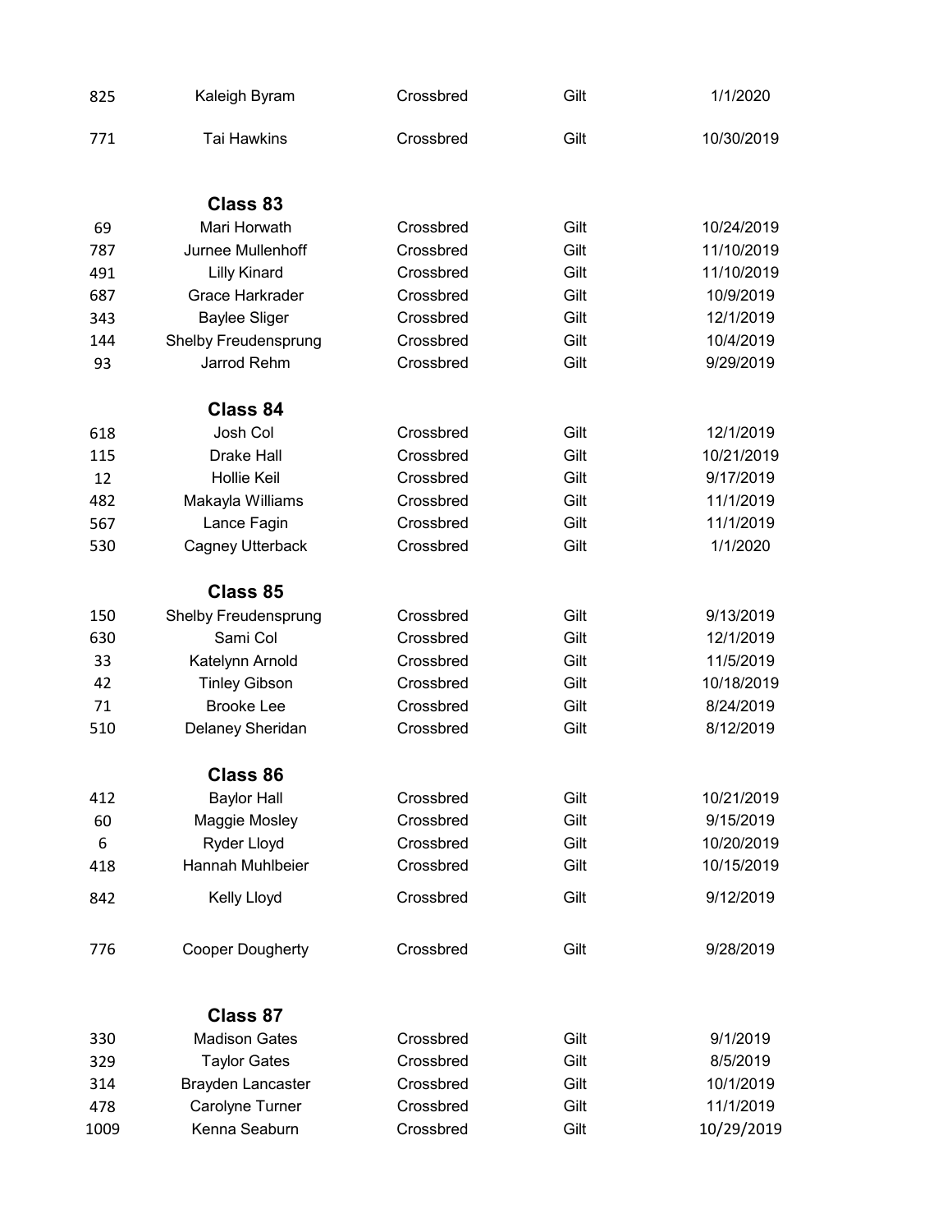| | | | | |
|---|---|---|---|---|
| 825 | Kaleigh Byram | Crossbred | Gilt | 1/1/2020 |
| 771 | Tai Hawkins | Crossbred | Gilt | 10/30/2019 |

### Class 83

| | | | | |
|---|---|---|---|---|
| 69 | Mari Horwath | Crossbred | Gilt | 10/24/2019 |
| 787 | Jurnee Mullenhoff | Crossbred | Gilt | 11/10/2019 |
| 491 | Lilly Kinard | Crossbred | Gilt | 11/10/2019 |
| 687 | Grace Harkrader | Crossbred | Gilt | 10/9/2019 |
| 343 | Baylee Sliger | Crossbred | Gilt | 12/1/2019 |
| 144 | Shelby Freudensprung | Crossbred | Gilt | 10/4/2019 |
| 93 | Jarrod Rehm | Crossbred | Gilt | 9/29/2019 |

### Class 84

| | | | | |
|---|---|---|---|---|
| 618 | Josh Col | Crossbred | Gilt | 12/1/2019 |
| 115 | Drake Hall | Crossbred | Gilt | 10/21/2019 |
| 12 | Hollie Keil | Crossbred | Gilt | 9/17/2019 |
| 482 | Makayla Williams | Crossbred | Gilt | 11/1/2019 |
| 567 | Lance Fagin | Crossbred | Gilt | 11/1/2019 |
| 530 | Cagney Utterback | Crossbred | Gilt | 1/1/2020 |

### Class 85

| | | | | |
|---|---|---|---|---|
| 150 | Shelby Freudensprung | Crossbred | Gilt | 9/13/2019 |
| 630 | Sami Col | Crossbred | Gilt | 12/1/2019 |
| 33 | Katelynn Arnold | Crossbred | Gilt | 11/5/2019 |
| 42 | Tinley Gibson | Crossbred | Gilt | 10/18/2019 |
| 71 | Brooke Lee | Crossbred | Gilt | 8/24/2019 |
| 510 | Delaney Sheridan | Crossbred | Gilt | 8/12/2019 |

### Class 86

| | | | | |
|---|---|---|---|---|
| 412 | Baylor Hall | Crossbred | Gilt | 10/21/2019 |
| 60 | Maggie Mosley | Crossbred | Gilt | 9/15/2019 |
| 6 | Ryder Lloyd | Crossbred | Gilt | 10/20/2019 |
| 418 | Hannah Muhlbeier | Crossbred | Gilt | 10/15/2019 |
| 842 | Kelly Lloyd | Crossbred | Gilt | 9/12/2019 |
| 776 | Cooper Dougherty | Crossbred | Gilt | 9/28/2019 |

### Class 87

| | | | | |
|---|---|---|---|---|
| 330 | Madison Gates | Crossbred | Gilt | 9/1/2019 |
| 329 | Taylor Gates | Crossbred | Gilt | 8/5/2019 |
| 314 | Brayden Lancaster | Crossbred | Gilt | 10/1/2019 |
| 478 | Carolyne Turner | Crossbred | Gilt | 11/1/2019 |
| 1009 | Kenna Seaburn | Crossbred | Gilt | 10/29/2019 |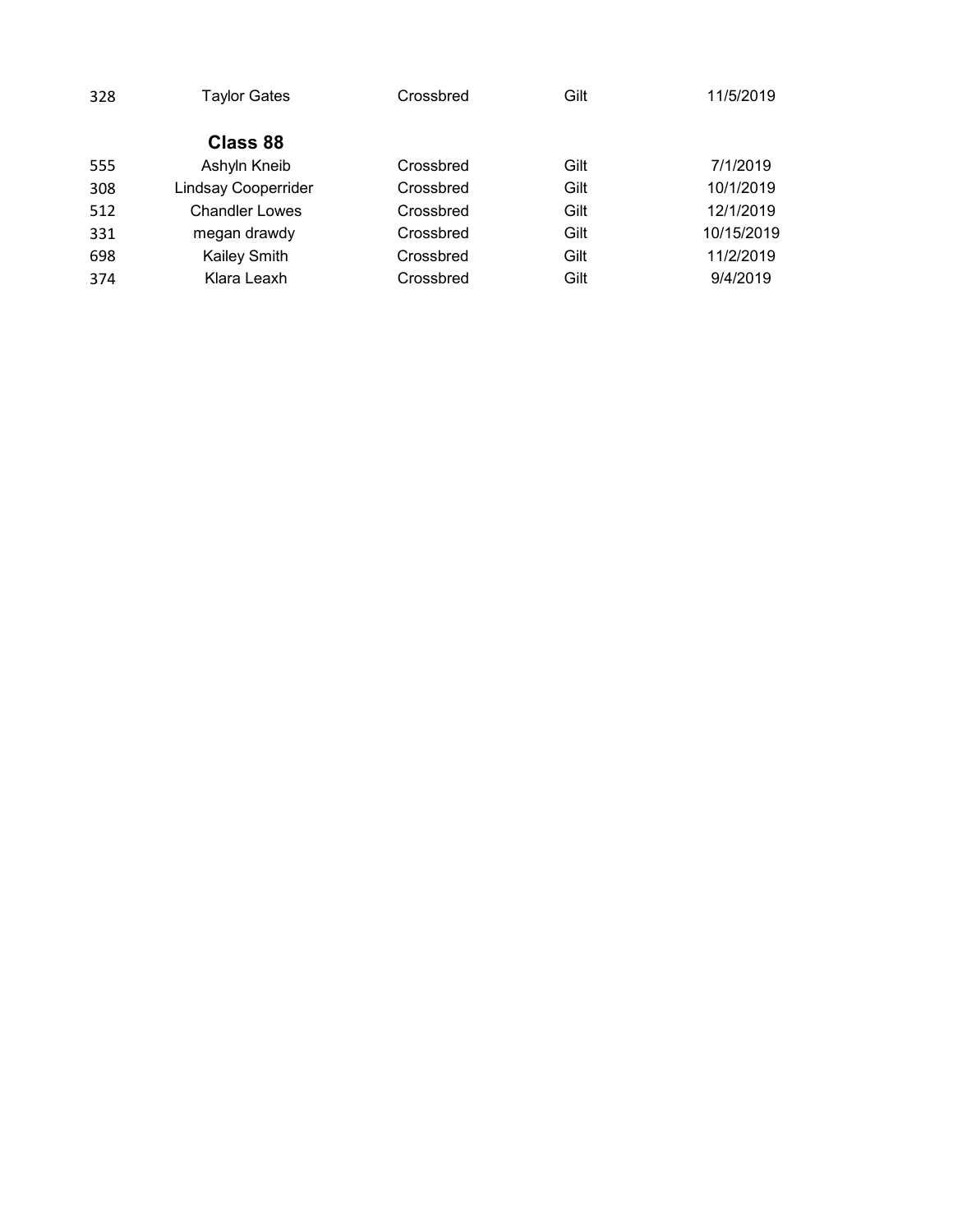| | | | | |
|---|---|---|---|---|
| 328 | Taylor Gates | Crossbred | Gilt | 11/5/2019 |

## Class 88

| | | | | |
|---|---|---|---|---|
| 555 | Ashyln Kneib | Crossbred | Gilt | 7/1/2019 |
| 308 | Lindsay Cooperrider | Crossbred | Gilt | 10/1/2019 |
| 512 | Chandler Lowes | Crossbred | Gilt | 12/1/2019 |
| 331 | megan drawdy | Crossbred | Gilt | 10/15/2019 |
| 698 | Kailey Smith | Crossbred | Gilt | 11/2/2019 |
| 374 | Klara Leaxh | Crossbred | Gilt | 9/4/2019 |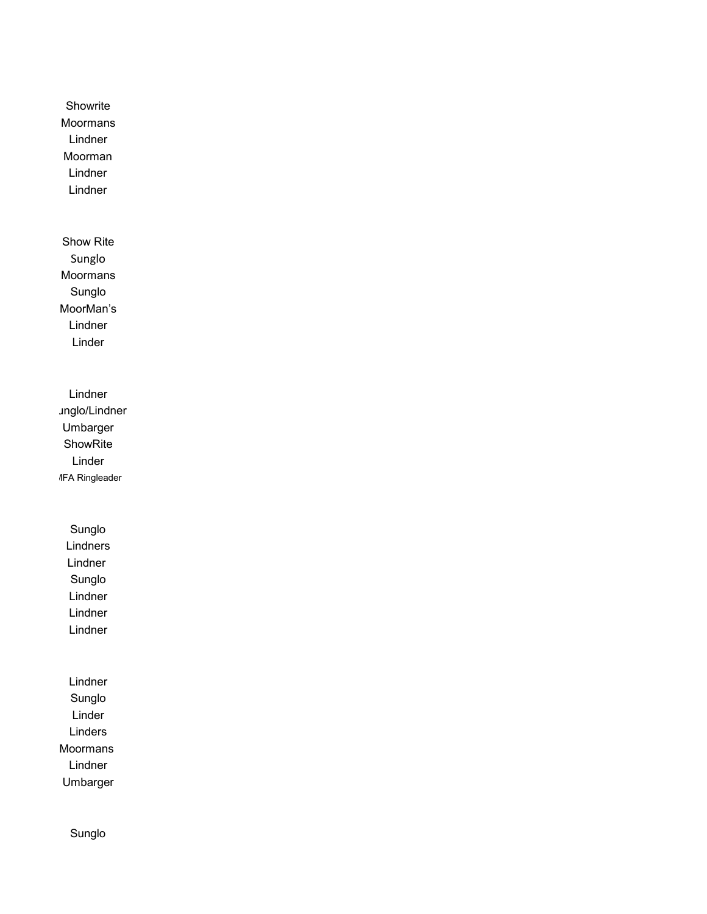Showrite
Moormans
Lindner
Moorman
Lindner
Lindner

Show Rite
Sunglo
Moormans
Sunglo
MoorMan's
Lindner
Linder

Lindner
ınglo/Lindner
Umbarger
ShowRite
Linder
ΜFA Ringleader

Sunglo
Lindners
Lindner
Sunglo
Lindner
Lindner
Lindner

Lindner
Sunglo
Linder
Linders
Moormans
Lindner
Umbarger

Sunglo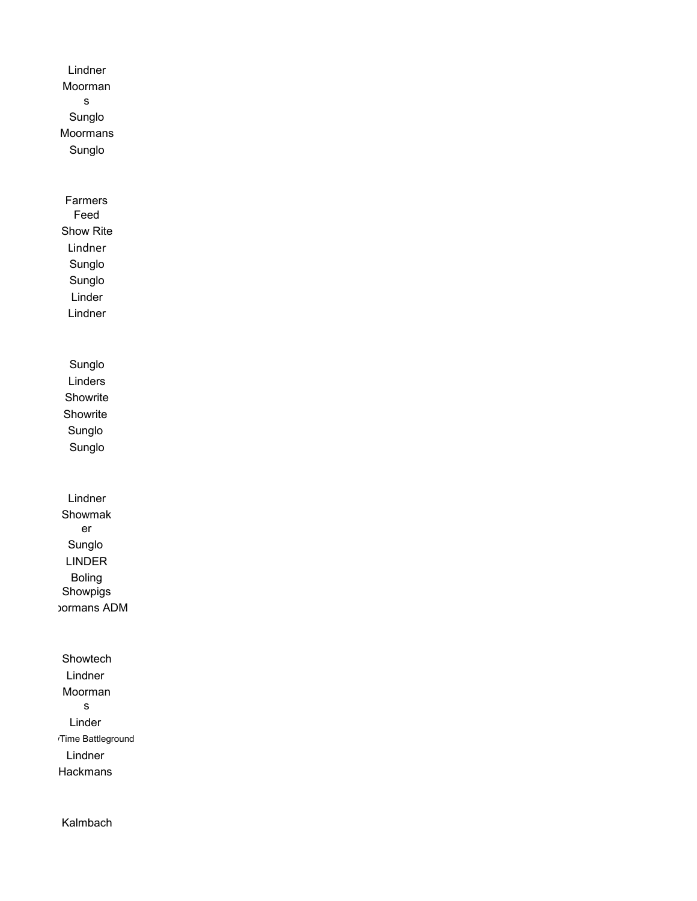Lindner
Moormans
Sunglo
Moormans
Sunglo

Farmers Feed
Show Rite
Lindner
Sunglo
Sunglo
Linder
Lindner

Sunglo
Linders
Showrite
Showrite
Sunglo
Sunglo

Lindner
Showmaker
Sunglo
LINDER
Boling Showpigs
ɔormans ADM

Showtech
Lindner
Moormans
Linder
'Time Battleground
Lindner
Hackmans

Kalmbach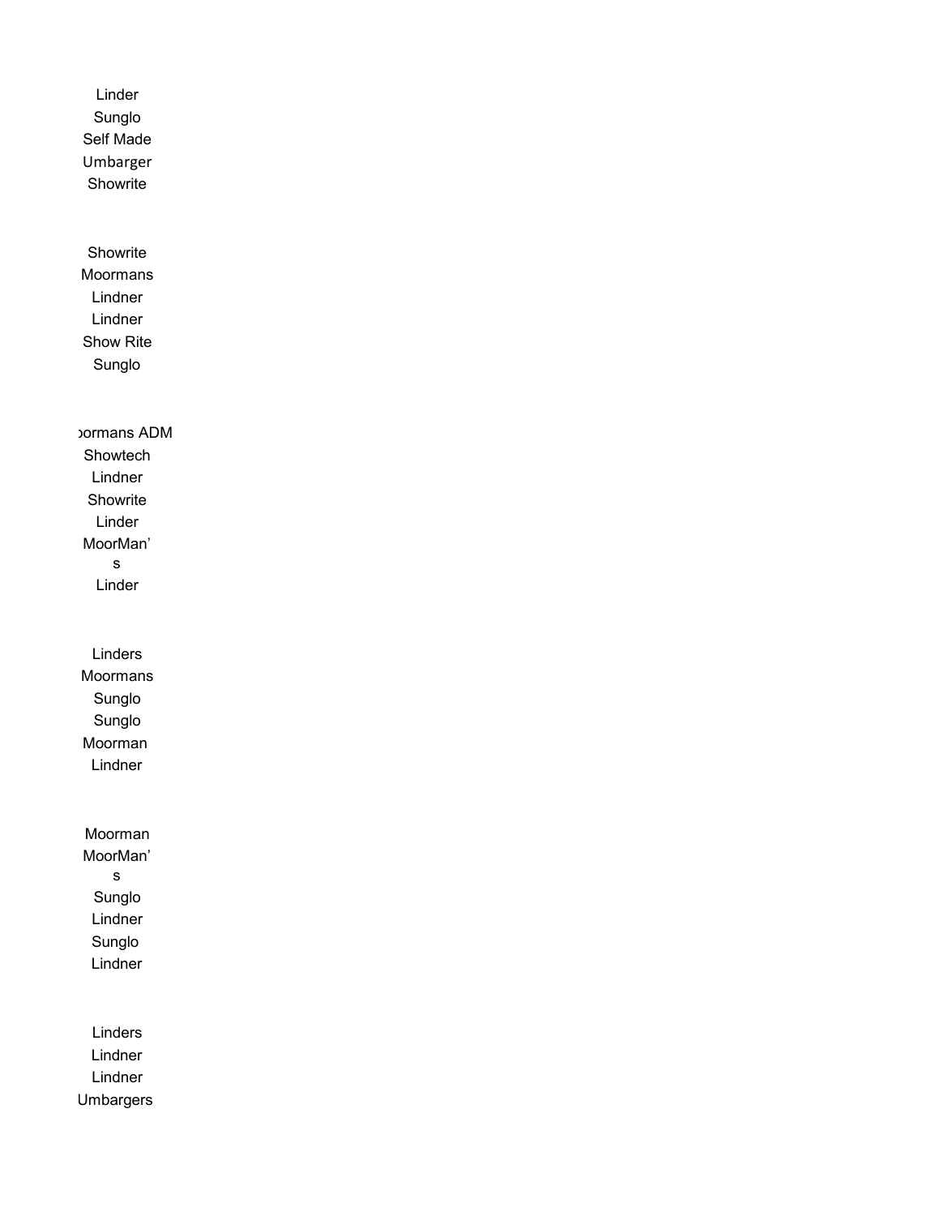Linder
Sunglo
Self Made
Umbarger
Showrite

Showrite
Moormans
Lindner
Lindner
Show Rite
Sunglo

ormans ADM
Showtech
Lindner
Showrite
Linder
MoorMan’s
Linder

Linders
Moormans
Sunglo
Sunglo
Moorman
Lindner

Moorman
MoorMan’s
Sunglo
Lindner
Sunglo
Lindner

Linders
Lindner
Lindner
Umbargers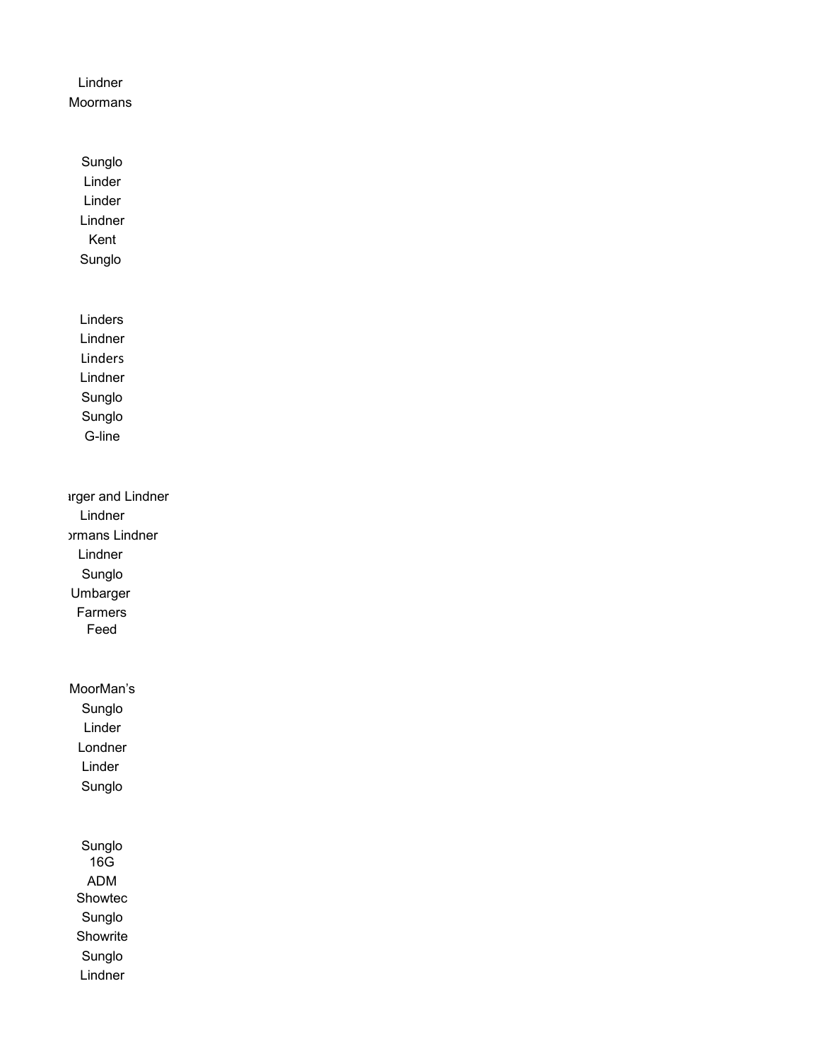Lindner
Moormans

Sunglo
Linder
Linder
Lindner
Kent
Sunglo

Linders
Lindner
Linders
Lindner
Sunglo
Sunglo
G-line

ırger and Lindner
Lindner
ɔrmans Lindner
Lindner
Sunglo
Umbarger
Farmers
Feed

MoorMan's
Sunglo
Linder
Londner
Linder
Sunglo

Sunglo
16G
ADM
Showtec
Sunglo
Showrite
Sunglo
Lindner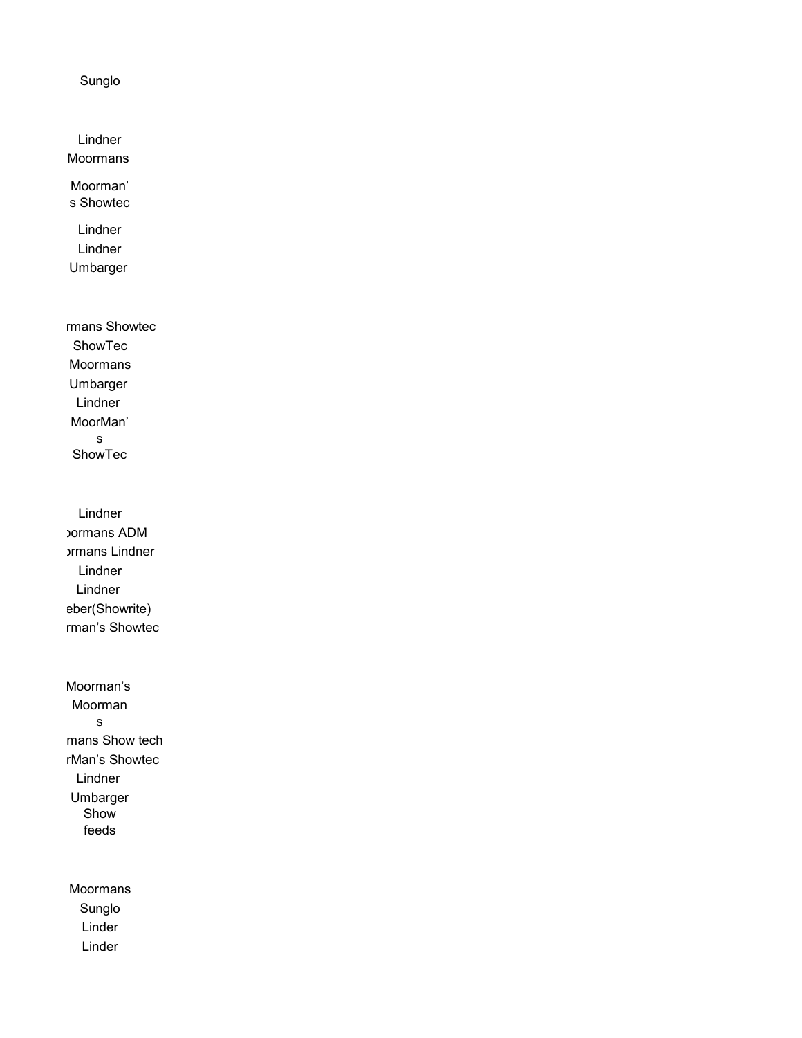Sunglo

Lindner
Moormans

Moorman's Showtec

Lindner
Lindner
Umbarger

rmans Showtec
ShowTec
Moormans
Umbarger
Lindner
MoorMan's ShowTec

Lindner
ɔormans ADM
ɔrmans Lindner
Lindner
Lindner
eber(Showrite)
rman's Showtec

Moorman's
Moormans
mans Show tech
rMan's Showtec
Lindner
Umbarger
Show feeds

Moormans
Sunglo
Linder
Linder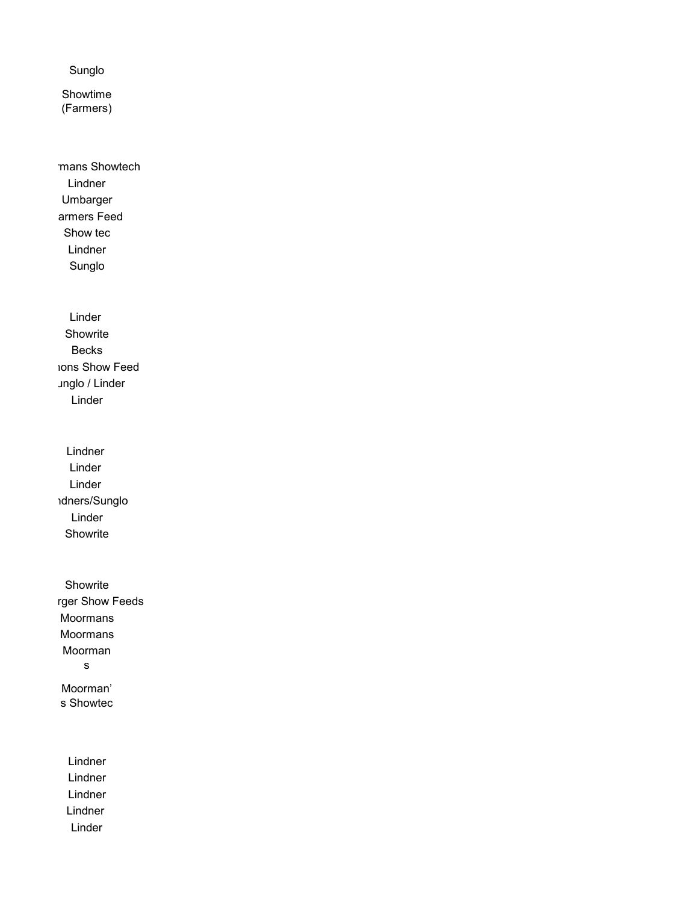Sunglo

Showtime (Farmers)

rmans Showtech

Lindner

Umbarger

armers Feed

Show tec

Lindner

Sunglo

Linder

Showrite

Becks

ions Show Feed

unglo / Linder

Linder

Lindner

Linder

Linder

dners/Sunglo

Linder

Showrite

Showrite

rger Show Feeds

Moormans

Moormans

Moormans

Moorman's Showtec

Lindner

Lindner

Lindner

Lindner

Linder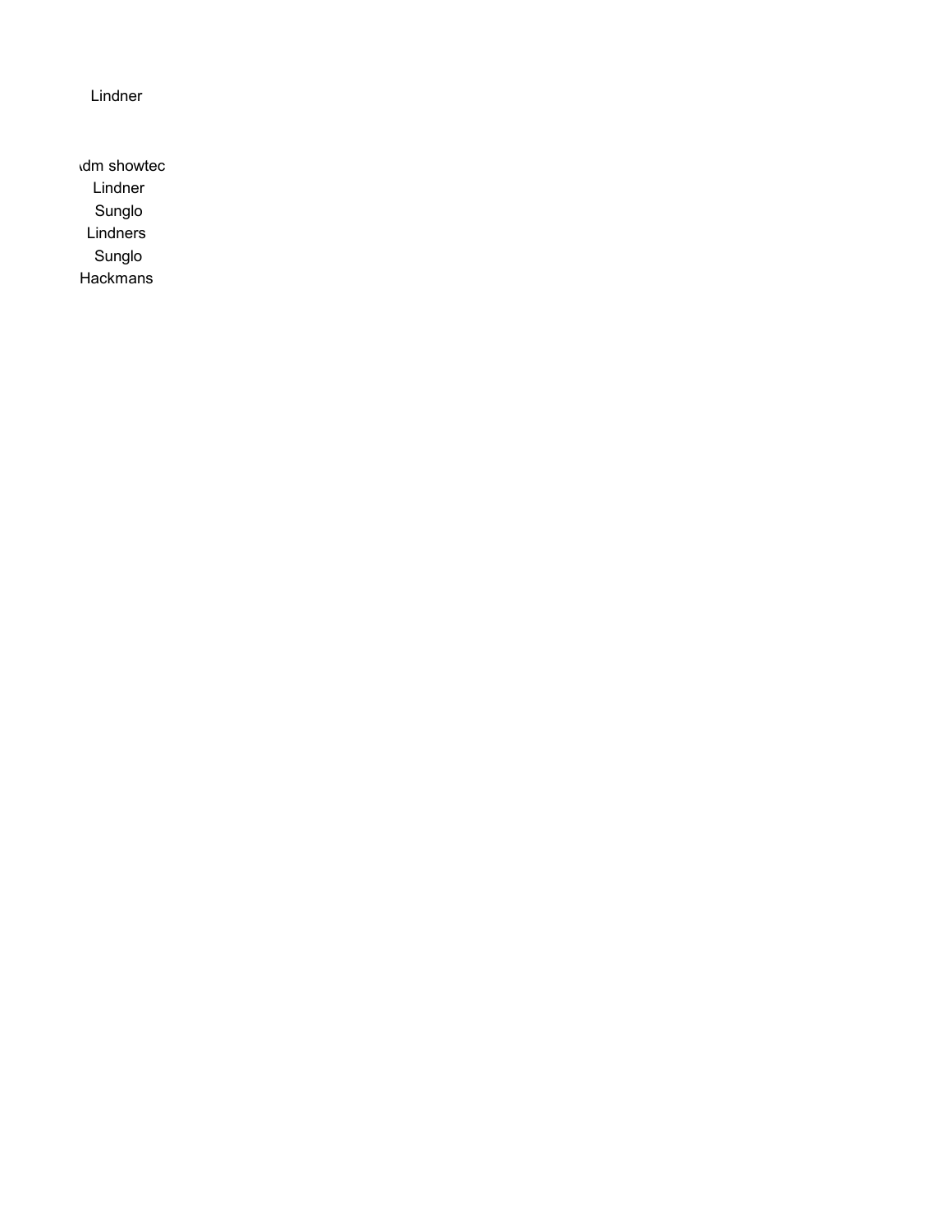Lindner

dm showtec

Lindner

Sunglo

Lindners

Sunglo

Hackmans